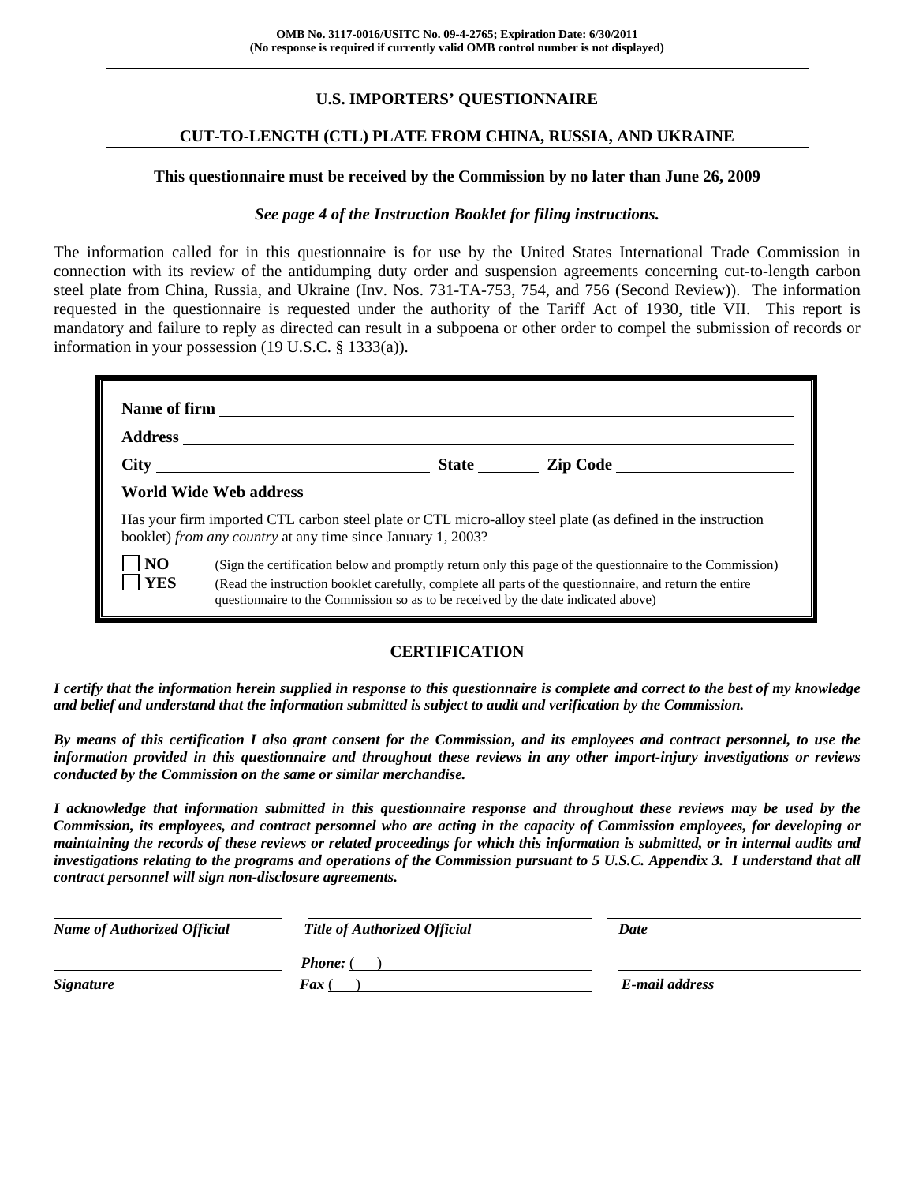OMB No. 3117-0016/USITC No. 09-4-2765; Expiration Date: 6/30/2011
(No response is required if currently valid OMB control number is not displayed)

# U.S. IMPORTERS' QUESTIONNAIRE

## CUT-TO-LENGTH (CTL) PLATE FROM CHINA, RUSSIA, AND UKRAINE

**This questionnaire must be received by the Commission by no later than June 26, 2009**

***See page 4 of the Instruction Booklet for filing instructions.***

The information called for in this questionnaire is for use by the United States International Trade Commission in connection with its review of the antidumping duty order and suspension agreements concerning cut-to-length carbon steel plate from China, Russia, and Ukraine (Inv. Nos. 731-TA-753, 754, and 756 (Second Review)). The information requested in the questionnaire is requested under the authority of the Tariff Act of 1930, title VII. This report is mandatory and failure to reply as directed can result in a subpoena or other order to compel the submission of records or information in your possession (19 U.S.C. § 1333(a)).

**Name of firm** ______________________________

**Address** ______________________________

**City** ______________ **State** ________ **Zip Code** ______________

**World Wide Web address** ______________________________

Has your firm imported CTL carbon steel plate or CTL micro-alloy steel plate (as defined in the instruction booklet) *from any country* at any time since January 1, 2003?

☐ **NO** (Sign the certification below and promptly return only this page of the questionnaire to the Commission)

☐ **YES** (Read the instruction booklet carefully, complete all parts of the questionnaire, and return the entire questionnaire to the Commission so as to be received by the date indicated above)

## CERTIFICATION

***I certify that the information herein supplied in response to this questionnaire is complete and correct to the best of my knowledge and belief and understand that the information submitted is subject to audit and verification by the Commission.***

***By means of this certification I also grant consent for the Commission, and its employees and contract personnel, to use the information provided in this questionnaire and throughout these reviews in any other import-injury investigations or reviews conducted by the Commission on the same or similar merchandise.***

***I acknowledge that information submitted in this questionnaire response and throughout these reviews may be used by the Commission, its employees, and contract personnel who are acting in the capacity of Commission employees, for developing or maintaining the records of these reviews or related proceedings for which this information is submitted, or in internal audits and investigations relating to the programs and operations of the Commission pursuant to 5 U.S.C. Appendix 3. I understand that all contract personnel will sign non-disclosure agreements.***

| ______________________________ | ______________________________ | ______________________________ |
|---|---|---|
| ***Name of Authorized Official*** | ***Title of Authorized Official*** | ***Date*** |
| ______________________________ | ***Phone:*** ( ) ______________ | ______________________________ |
| ***Signature*** | ***Fax*** ( ) ______________ | ***E-mail address*** |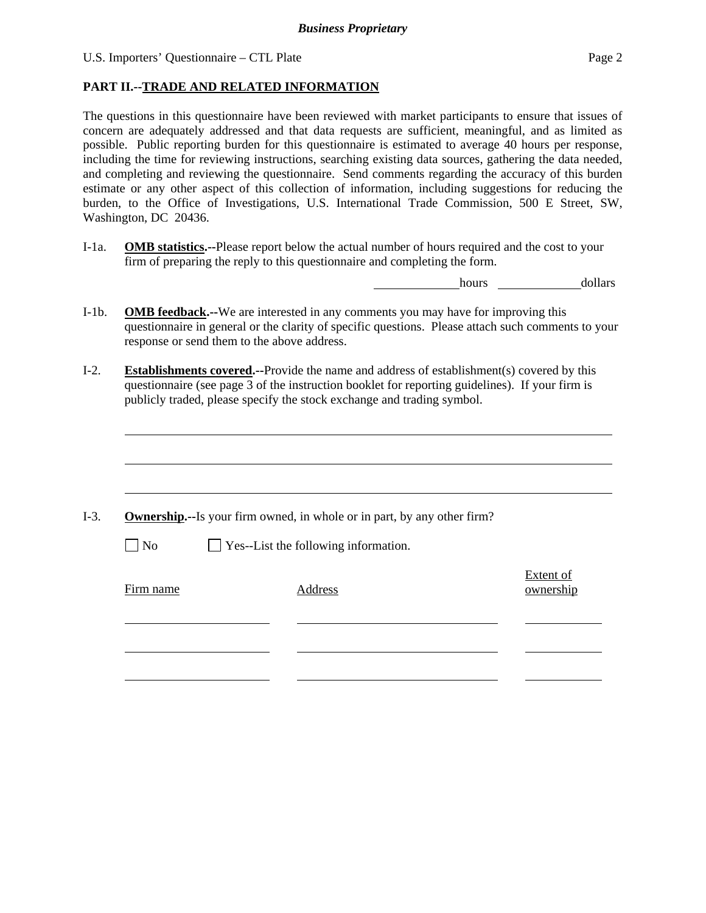**PART II.--TRADE AND RELATED INFORMATION**

The questions in this questionnaire have been reviewed with market participants to ensure that issues of concern are adequately addressed and that data requests are sufficient, meaningful, and as limited as possible. Public reporting burden for this questionnaire is estimated to average 40 hours per response, including the time for reviewing instructions, searching existing data sources, gathering the data needed, and completing and reviewing the questionnaire. Send comments regarding the accuracy of this burden estimate or any other aspect of this collection of information, including suggestions for reducing the burden, to the Office of Investigations, U.S. International Trade Commission, 500 E Street, SW, Washington, DC 20436.

I-1a. **OMB statistics.--**Please report below the actual number of hours required and the cost to your firm of preparing the reply to this questionnaire and completing the form.

______________ hours ______________ dollars

I-1b. **OMB feedback.--**We are interested in any comments you may have for improving this questionnaire in general or the clarity of specific questions. Please attach such comments to your response or send them to the above address.

I-2. **Establishments covered.--**Provide the name and address of establishment(s) covered by this questionnaire (see page 3 of the instruction booklet for reporting guidelines). If your firm is publicly traded, please specify the stock exchange and trading symbol.

______________________________________________________________________

______________________________________________________________________

______________________________________________________________________

I-3. **Ownership.--**Is your firm owned, in whole or in part, by any other firm?

☐ No ☐ Yes--List the following information.

| Firm name | Address | Extent of ownership |
|---|---|---|
| | | |
| | | |
| | | |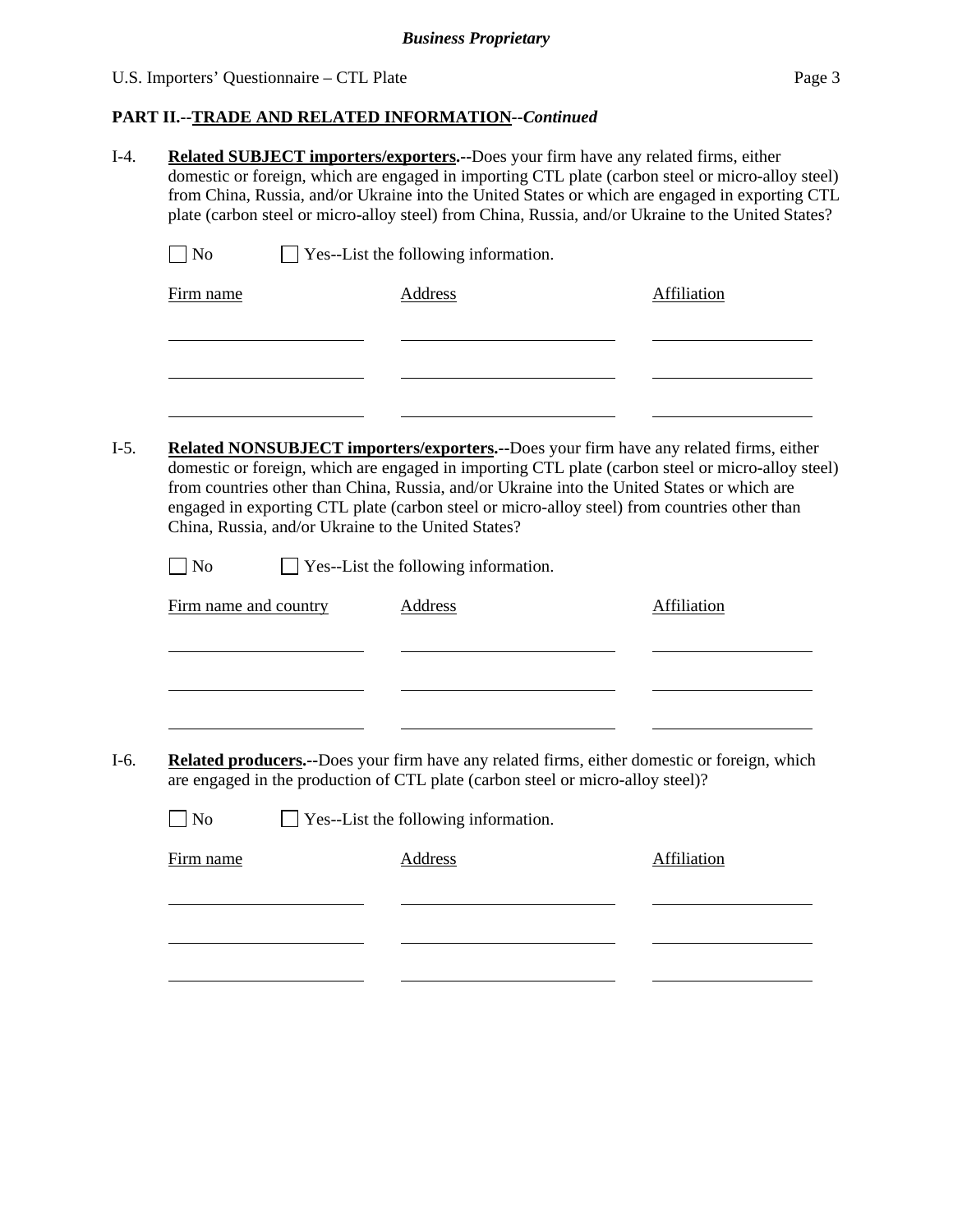**PART II.--TRADE AND RELATED INFORMATION--*Continued***

I-4. **Related SUBJECT importers/exporters.--**Does your firm have any related firms, either domestic or foreign, which are engaged in importing CTL plate (carbon steel or micro-alloy steel) from China, Russia, and/or Ukraine into the United States or which are engaged in exporting CTL plate (carbon steel or micro-alloy steel) from China, Russia, and/or Ukraine to the United States?

☐ No ☐ Yes--List the following information.

| Firm name | Address | Affiliation |
|---|---|---|
| | | |
| | | |
| | | |

I-5. **Related NONSUBJECT importers/exporters.--**Does your firm have any related firms, either domestic or foreign, which are engaged in importing CTL plate (carbon steel or micro-alloy steel) from countries other than China, Russia, and/or Ukraine into the United States or which are engaged in exporting CTL plate (carbon steel or micro-alloy steel) from countries other than China, Russia, and/or Ukraine to the United States?

☐ No ☐ Yes--List the following information.

| Firm name and country | Address | Affiliation |
|---|---|---|
| | | |
| | | |
| | | |

I-6. **Related producers.--**Does your firm have any related firms, either domestic or foreign, which are engaged in the production of CTL plate (carbon steel or micro-alloy steel)?

☐ No ☐ Yes--List the following information.

| Firm name | Address | Affiliation |
|---|---|---|
| | | |
| | | |
| | | |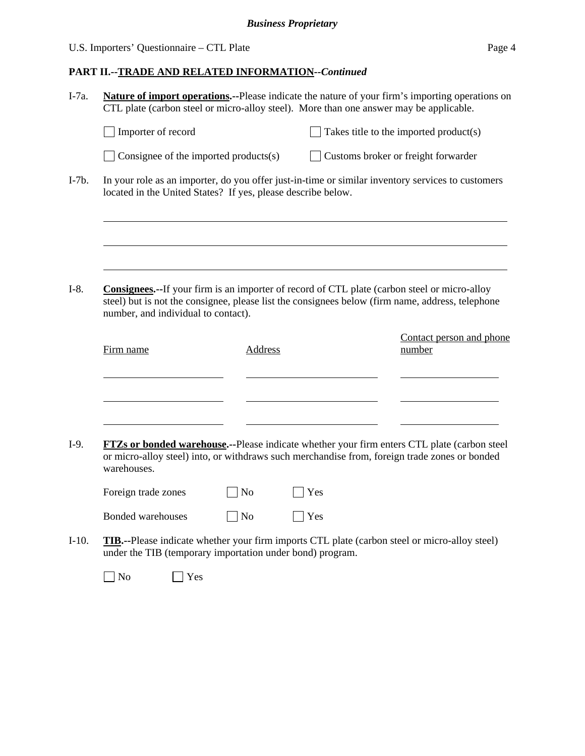**PART II.--TRADE AND RELATED INFORMATION--*Continued***

I-7a. **Nature of import operations.--**Please indicate the nature of your firm's importing operations on CTL plate (carbon steel or micro-alloy steel). More than one answer may be applicable.

☐ Importer of record ☐ Takes title to the imported product(s)

☐ Consignee of the imported products(s) ☐ Customs broker or freight forwarder

I-7b. In your role as an importer, do you offer just-in-time or similar inventory services to customers located in the United States? If yes, please describe below.

______________________________________________________________________

______________________________________________________________________

______________________________________________________________________

I-8. **Consignees.--**If your firm is an importer of record of CTL plate (carbon steel or micro-alloy steel) but is not the consignee, please list the consignees below (firm name, address, telephone number, and individual to contact).

| Firm name | Address | Contact person and phone number |
| --- | --- | --- |
| | | |
| | | |
| | | |

I-9. **FTZs or bonded warehouse.--**Please indicate whether your firm enters CTL plate (carbon steel or micro-alloy steel) into, or withdraws such merchandise from, foreign trade zones or bonded warehouses.

Foreign trade zones ☐ No ☐ Yes

Bonded warehouses ☐ No ☐ Yes

I-10. **TIB.--**Please indicate whether your firm imports CTL plate (carbon steel or micro-alloy steel) under the TIB (temporary importation under bond) program.

☐ No ☐ Yes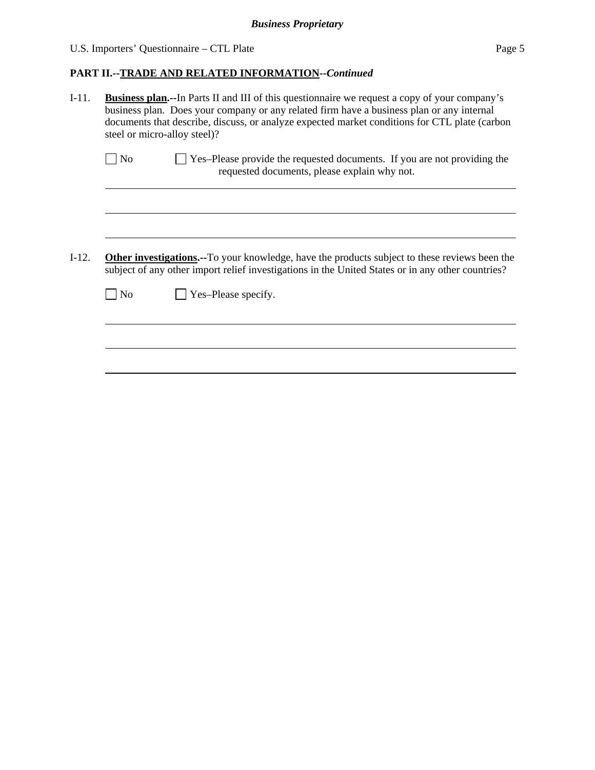**PART II.--TRADE AND RELATED INFORMATION--*Continued***

I-11. **Business plan.--**In Parts II and III of this questionnaire we request a copy of your company's business plan. Does your company or any related firm have a business plan or any internal documents that describe, discuss, or analyze expected market conditions for CTL plate (carbon steel or micro-alloy steel)?

☐ No ☐ Yes–Please provide the requested documents. If you are not providing the requested documents, please explain why not.

I-12. **Other investigations.--**To your knowledge, have the products subject to these reviews been the subject of any other import relief investigations in the United States or in any other countries?

☐ No ☐ Yes–Please specify.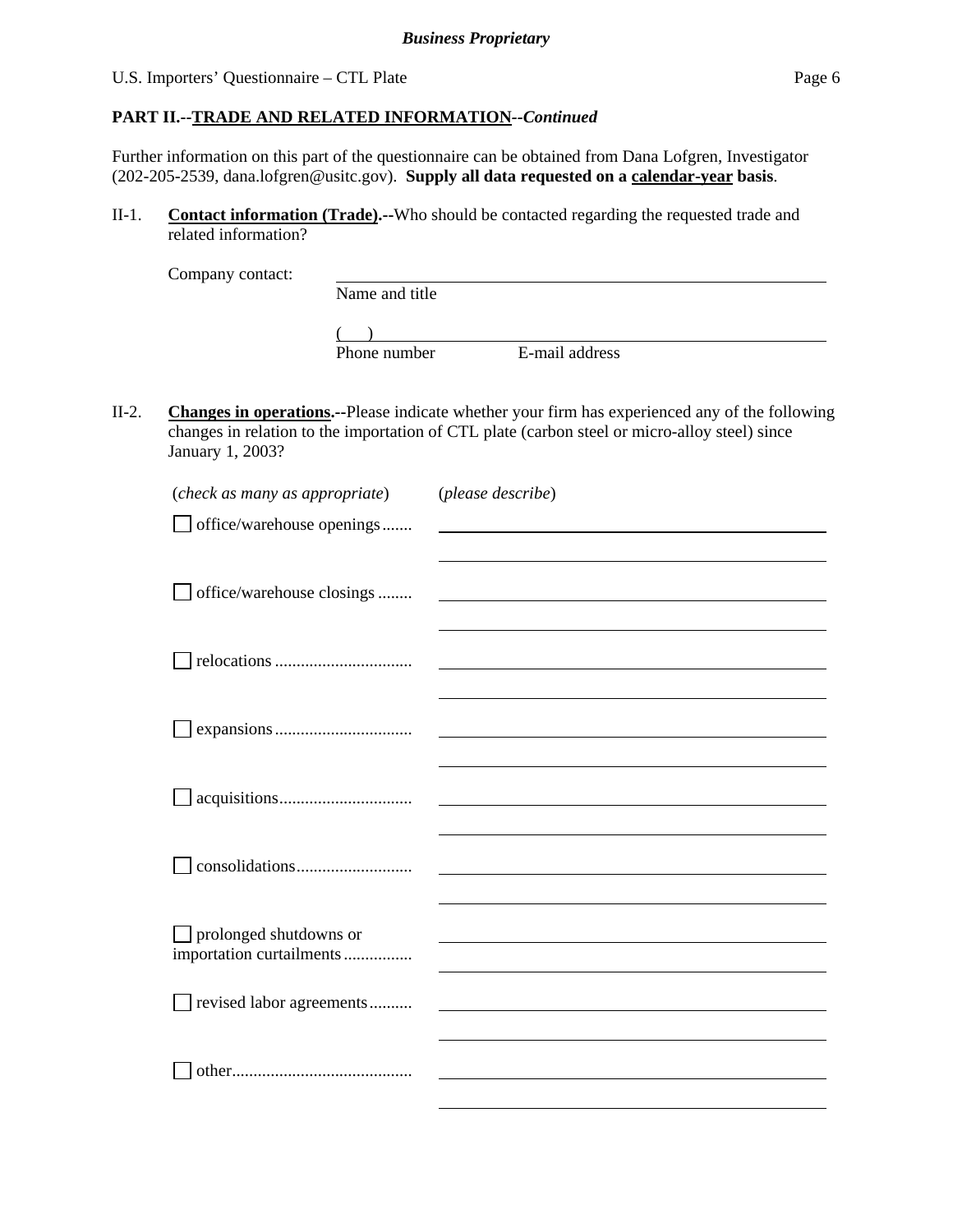**PART II.--TRADE AND RELATED INFORMATION--*Continued***

Further information on this part of the questionnaire can be obtained from Dana Lofgren, Investigator (202-205-2539, dana.lofgren@usitc.gov). **Supply all data requested on a calendar-year basis**.

II-1. **Contact information (Trade).--**Who should be contacted regarding the requested trade and related information?

Company contact: ______________________________________________
Name and title

(     ) ______________________________________________
Phone number          E-mail address

II-2. **Changes in operations.--**Please indicate whether your firm has experienced any of the following changes in relation to the importation of CTL plate (carbon steel or micro-alloy steel) since January 1, 2003?

| (*check as many as appropriate*) | (*please describe*) |
|---|---|
| ☐ office/warehouse openings | |
| ☐ office/warehouse closings | |
| ☐ relocations | |
| ☐ expansions | |
| ☐ acquisitions | |
| ☐ consolidations | |
| ☐ prolonged shutdowns or importation curtailments | |
| ☐ revised labor agreements | |
| ☐ other | |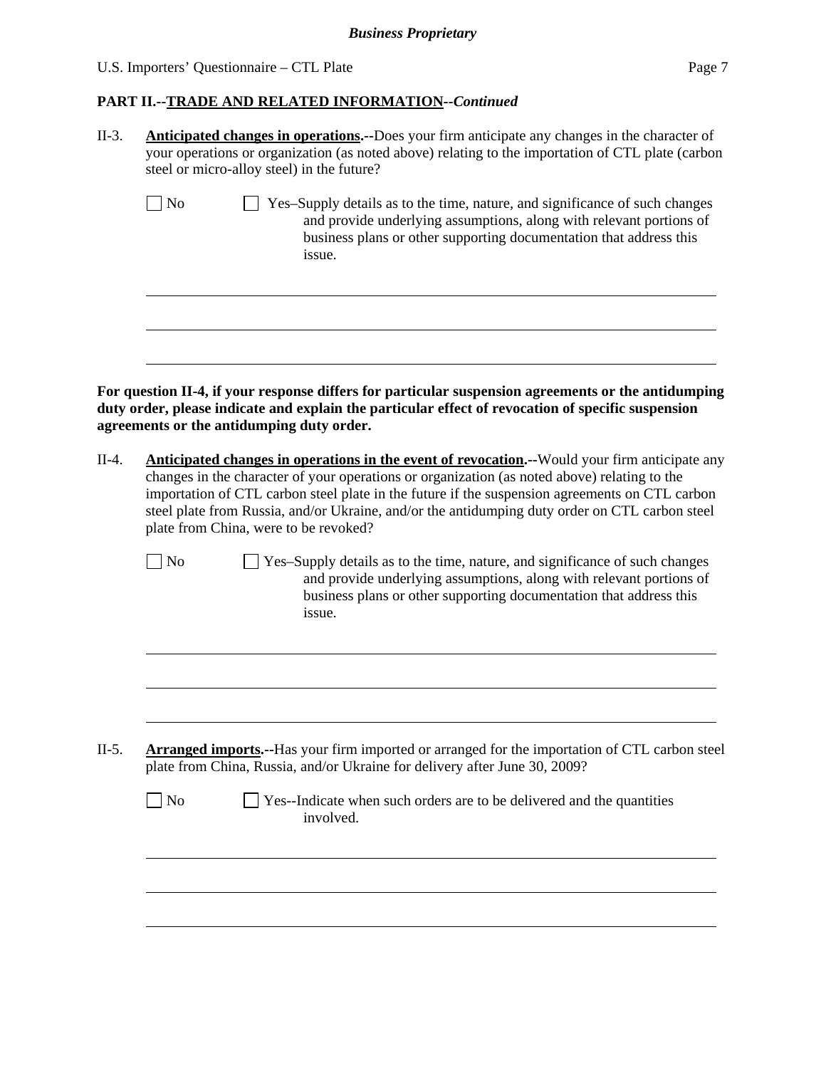## PART II.--TRADE AND RELATED INFORMATION--*Continued*

II-3. **Anticipated changes in operations.--**Does your firm anticipate any changes in the character of your operations or organization (as noted above) relating to the importation of CTL plate (carbon steel or micro-alloy steel) in the future?

☐ No ☐ Yes–Supply details as to the time, nature, and significance of such changes and provide underlying assumptions, along with relevant portions of business plans or other supporting documentation that address this issue.

**For question II-4, if your response differs for particular suspension agreements or the antidumping duty order, please indicate and explain the particular effect of revocation of specific suspension agreements or the antidumping duty order.**

II-4. **Anticipated changes in operations in the event of revocation.--**Would your firm anticipate any changes in the character of your operations or organization (as noted above) relating to the importation of CTL carbon steel plate in the future if the suspension agreements on CTL carbon steel plate from Russia, and/or Ukraine, and/or the antidumping duty order on CTL carbon steel plate from China, were to be revoked?

☐ No ☐ Yes–Supply details as to the time, nature, and significance of such changes and provide underlying assumptions, along with relevant portions of business plans or other supporting documentation that address this issue.

II-5. **Arranged imports.--**Has your firm imported or arranged for the importation of CTL carbon steel plate from China, Russia, and/or Ukraine for delivery after June 30, 2009?

☐ No ☐ Yes--Indicate when such orders are to be delivered and the quantities involved.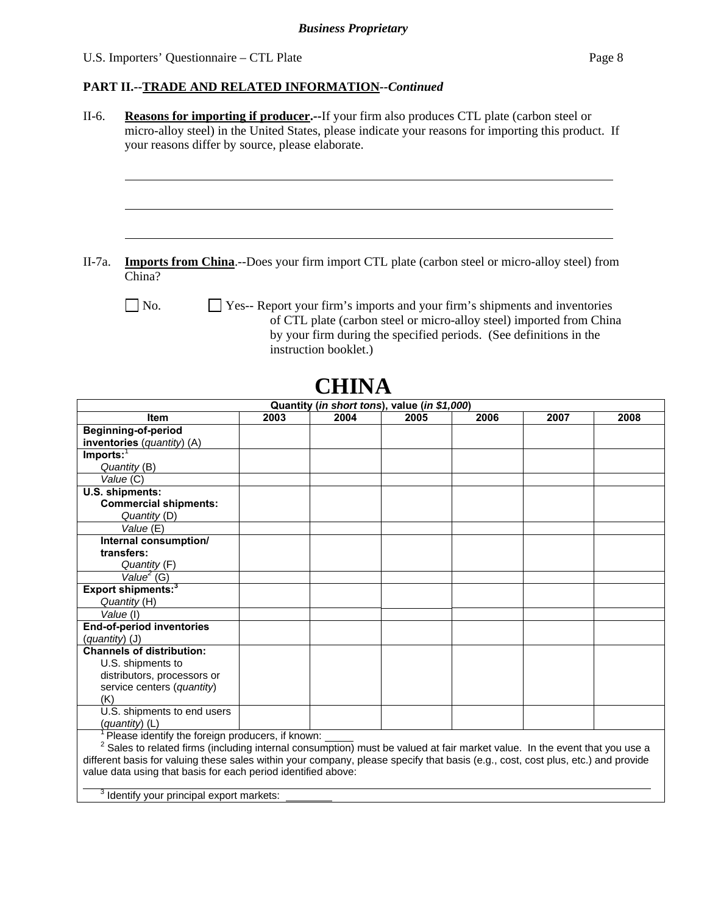**PART II.--TRADE AND RELATED INFORMATION--*Continued***

II-6. **Reasons for importing if producer.--**If your firm also produces CTL plate (carbon steel or micro-alloy steel) in the United States, please indicate your reasons for importing this product. If your reasons differ by source, please elaborate.

______________________________________________________________________

______________________________________________________________________

______________________________________________________________________

II-7a. **Imports from China**.--Does your firm import CTL plate (carbon steel or micro-alloy steel) from China?

☐ No. ☐ Yes-- Report your firm's imports and your firm's shipments and inventories of CTL plate (carbon steel or micro-alloy steel) imported from China by your firm during the specified periods. (See definitions in the instruction booklet.)

# CHINA

| Quantity (*in short tons*), value (*in $1,000*) | | | | | | |
|---|---|---|---|---|---|---|
| **Item** | **2003** | **2004** | **2005** | **2006** | **2007** | **2008** |
| **Beginning-of-period inventories** (*quantity*) (A) | | | | | | |
| **Imports:**[1] *Quantity* (B) | | | | | | |
| *Value* (C) | | | | | | |
| **U.S. shipments:** **Commercial shipments:** *Quantity* (D) | | | | | | |
| *Value* (E) | | | | | | |
| **Internal consumption/ transfers:** *Quantity* (F) | | | | | | |
| *Value*[2] (G) | | | | | | |
| **Export shipments:**[3] *Quantity* (H) | | | | | | |
| *Value* (I) | | | | | | |
| **End-of-period inventories** (*quantity*) (J) | | | | | | |
| **Channels of distribution:** U.S. shipments to distributors, processors or service centers (*quantity*) (K) | | | | | | |
| U.S. shipments to end users (*quantity*) (L) | | | | | | |

[1] Please identify the foreign producers, if known: _____

[2] Sales to related firms (including internal consumption) must be valued at fair market value. In the event that you use a different basis for valuing these sales within your company, please specify that basis (e.g., cost, cost plus, etc.) and provide value data using that basis for each period identified above:

______________________________________________________________________

[3] Identify your principal export markets: ________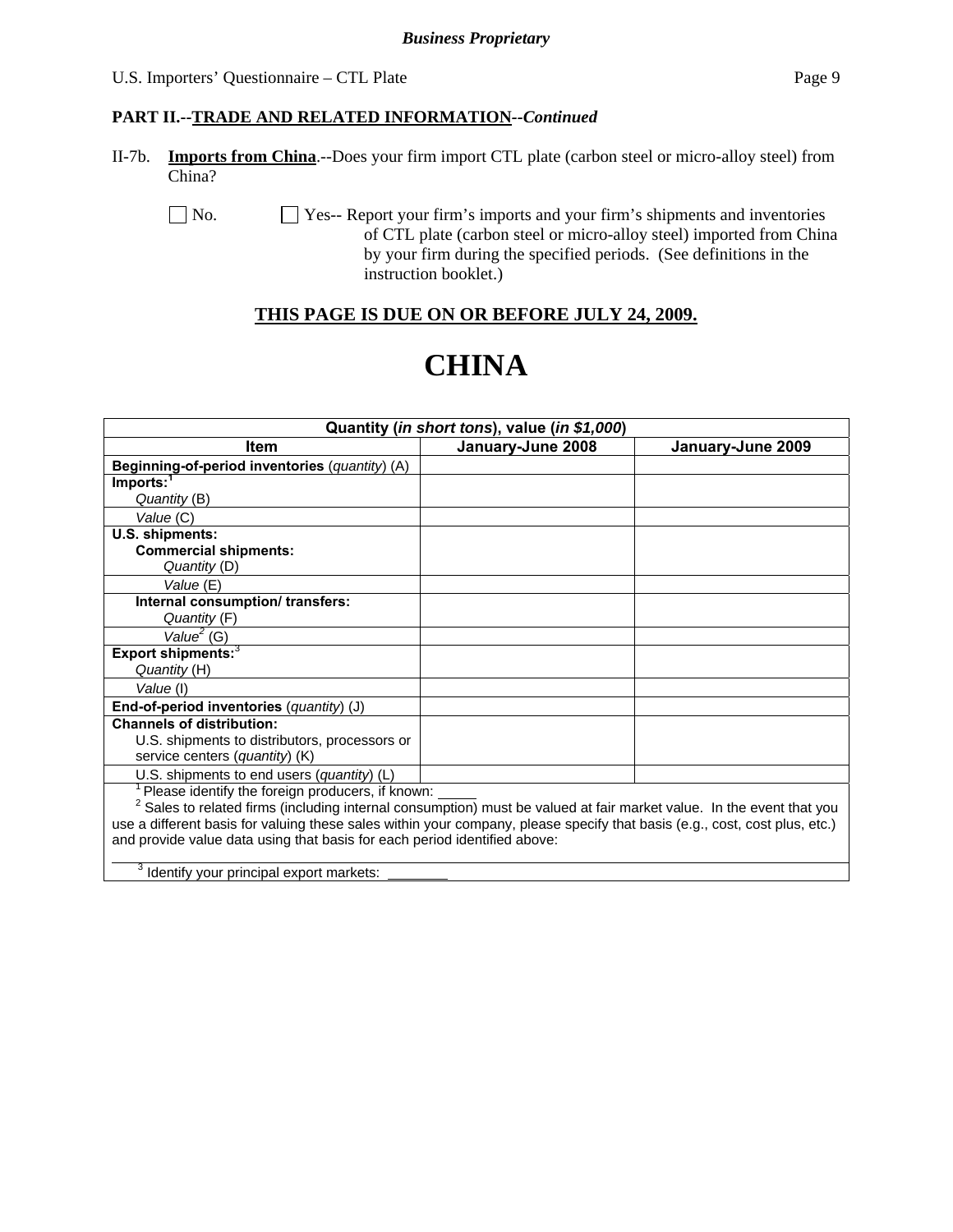**PART II.--TRADE AND RELATED INFORMATION--*Continued***

II-7b. **Imports from China**.--Does your firm import CTL plate (carbon steel or micro-alloy steel) from China?

☐ No. ☐ Yes-- Report your firm's imports and your firm's shipments and inventories of CTL plate (carbon steel or micro-alloy steel) imported from China by your firm during the specified periods. (See definitions in the instruction booklet.)

**THIS PAGE IS DUE ON OR BEFORE JULY 24, 2009.**

# CHINA

| Quantity (*in short tons*), value (*in $1,000*) | | |
|---|---|---|
| **Item** | **January-June 2008** | **January-June 2009** |
| **Beginning-of-period inventories** (*quantity*) (A) | | |
| **Imports:**[1] *Quantity* (B) | | |
| *Value* (C) | | |
| **U.S. shipments:** **Commercial shipments:** *Quantity* (D) | | |
| *Value* (E) | | |
| **Internal consumption/ transfers:** *Quantity* (F) | | |
| *Value*[2] (G) | | |
| **Export shipments:**[3] *Quantity* (H) | | |
| *Value* (I) | | |
| **End-of-period inventories** (*quantity*) (J) | | |
| **Channels of distribution:** U.S. shipments to distributors, processors or service centers (*quantity*) (K) | | |
| U.S. shipments to end users (*quantity*) (L) | | |

[1] Please identify the foreign producers, if known: _____

[2] Sales to related firms (including internal consumption) must be valued at fair market value. In the event that you use a different basis for valuing these sales within your company, please specify that basis (e.g., cost, cost plus, etc.) and provide value data using that basis for each period identified above:

[3] Identify your principal export markets: ________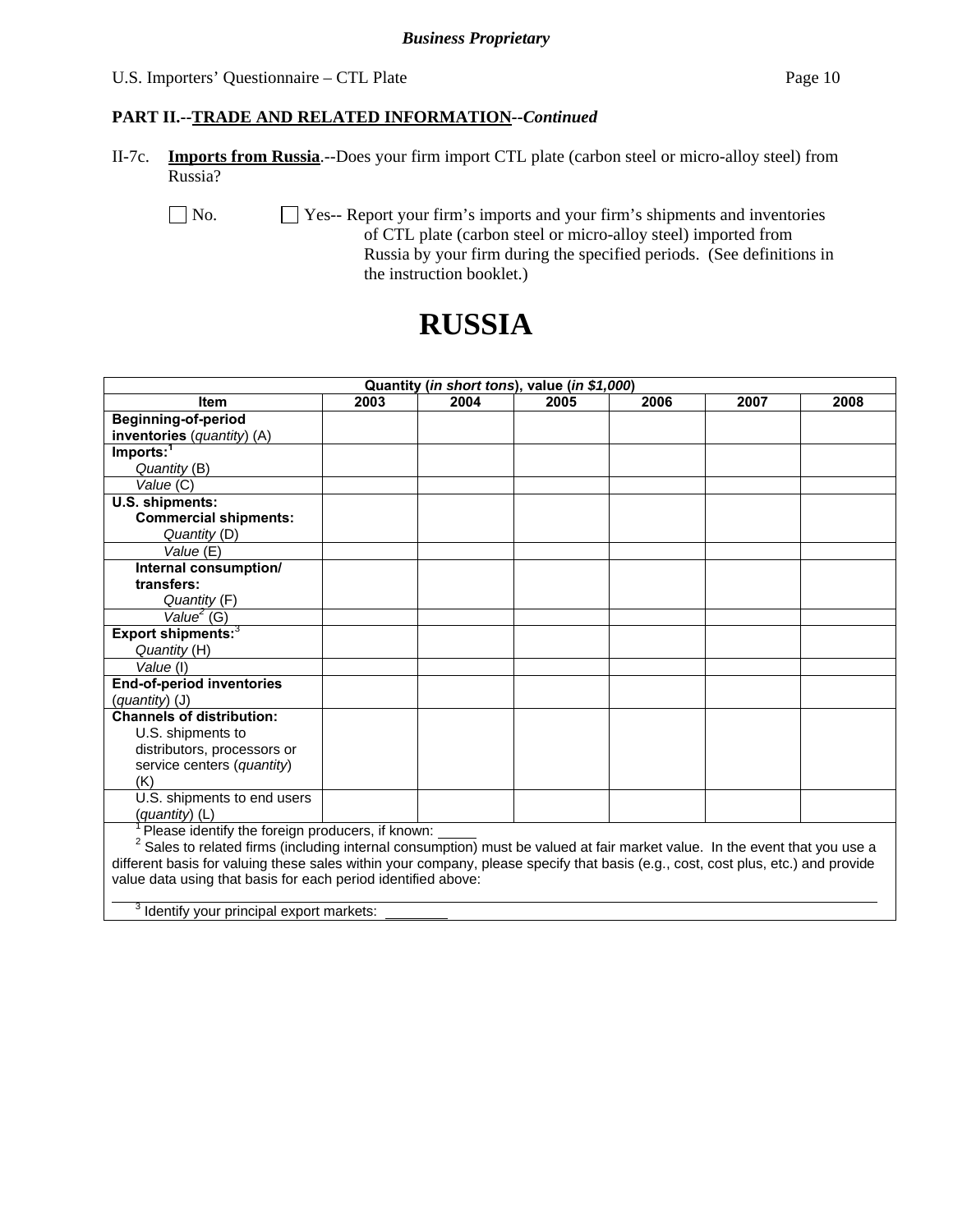**Business Proprietary**

U.S. Importers' Questionnaire – CTL Plate

**PART II.--TRADE AND RELATED INFORMATION--*Continued***

II-7c. **Imports from Russia**.--Does your firm import CTL plate (carbon steel or micro-alloy steel) from Russia?

☐ No. ☐ Yes-- Report your firm's imports and your firm's shipments and inventories of CTL plate (carbon steel or micro-alloy steel) imported from Russia by your firm during the specified periods. (See definitions in the instruction booklet.)

# RUSSIA

| Quantity (*in short tons*), value (*in $1,000*) | | | | | | |
|---|---|---|---|---|---|---|
| **Item** | **2003** | **2004** | **2005** | **2006** | **2007** | **2008** |
| **Beginning-of-period inventories** (*quantity*) (A) | | | | | | |
| **Imports:**[1] *Quantity* (B) | | | | | | |
| *Value* (C) | | | | | | |
| **U.S. shipments:** **Commercial shipments:** *Quantity* (D) | | | | | | |
| *Value* (E) | | | | | | |
| **Internal consumption/ transfers:** *Quantity* (F) | | | | | | |
| *Value*[2] (G) | | | | | | |
| **Export shipments:**[3] *Quantity* (H) | | | | | | |
| *Value* (I) | | | | | | |
| **End-of-period inventories** (*quantity*) (J) | | | | | | |
| **Channels of distribution:** U.S. shipments to distributors, processors or service centers (*quantity*) (K) | | | | | | |
| U.S. shipments to end users (*quantity*) (L) | | | | | | |

[1] Please identify the foreign producers, if known: _____

[2] Sales to related firms (including internal consumption) must be valued at fair market value. In the event that you use a different basis for valuing these sales within your company, please specify that basis (e.g., cost, cost plus, etc.) and provide value data using that basis for each period identified above:

[3] Identify your principal export markets: ________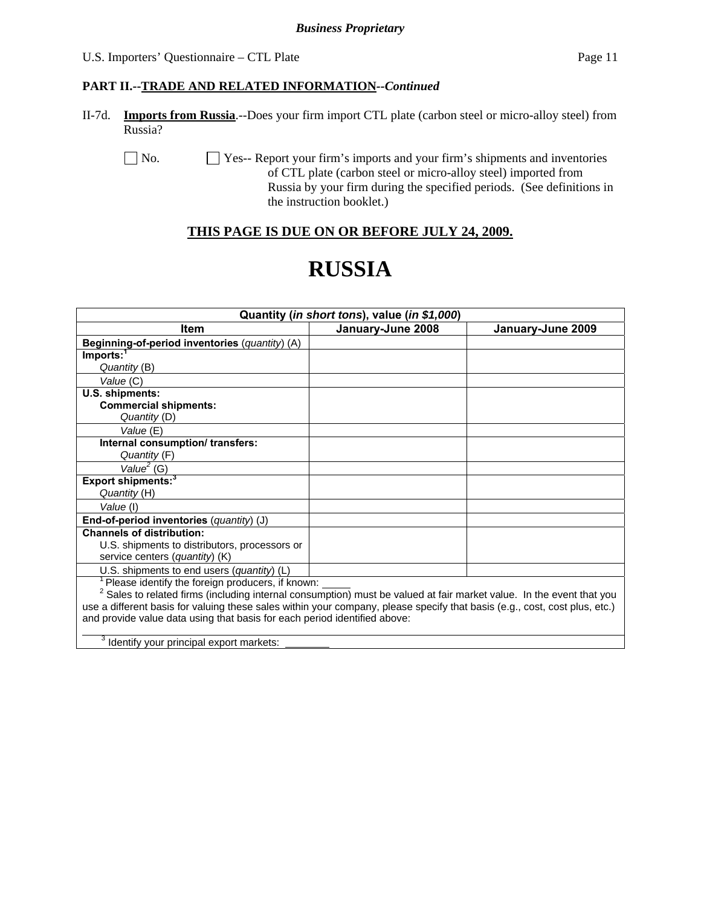**PART II.--TRADE AND RELATED INFORMATION--*Continued***

II-7d. **Imports from Russia**.--Does your firm import CTL plate (carbon steel or micro-alloy steel) from Russia?

☐ No. ☐ Yes-- Report your firm's imports and your firm's shipments and inventories of CTL plate (carbon steel or micro-alloy steel) imported from Russia by your firm during the specified periods. (See definitions in the instruction booklet.)

**THIS PAGE IS DUE ON OR BEFORE JULY 24, 2009.**

# RUSSIA

| Quantity (*in short tons*), value (*in $1,000*) | | |
|---|---|---|
| **Item** | **January-June 2008** | **January-June 2009** |
| **Beginning-of-period inventories** (*quantity*) (A) | | |
| **Imports:**[1] *Quantity* (B) | | |
| *Value* (C) | | |
| **U.S. shipments:** **Commercial shipments:** *Quantity* (D) | | |
| *Value* (E) | | |
| **Internal consumption/ transfers:** *Quantity* (F) | | |
| *Value*[2] (G) | | |
| **Export shipments:**[3] *Quantity* (H) | | |
| *Value* (I) | | |
| **End-of-period inventories** (*quantity*) (J) | | |
| **Channels of distribution:** U.S. shipments to distributors, processors or service centers (*quantity*) (K) | | |
| U.S. shipments to end users (*quantity*) (L) | | |

[1] Please identify the foreign producers, if known: _____

[2] Sales to related firms (including internal consumption) must be valued at fair market value. In the event that you use a different basis for valuing these sales within your company, please specify that basis (e.g., cost, cost plus, etc.) and provide value data using that basis for each period identified above:

[3] Identify your principal export markets: ________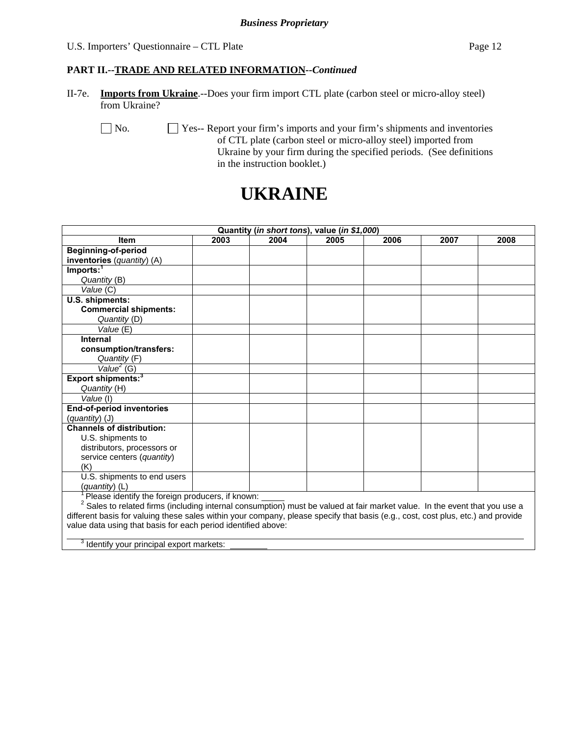*Business Proprietary*

**PART II.--TRADE AND RELATED INFORMATION--*Continued***

II-7e. **Imports from Ukraine**.--Does your firm import CTL plate (carbon steel or micro-alloy steel) from Ukraine?

☐ No. ☐ Yes-- Report your firm's imports and your firm's shipments and inventories of CTL plate (carbon steel or micro-alloy steel) imported from Ukraine by your firm during the specified periods. (See definitions in the instruction booklet.)

# UKRAINE

| Quantity (*in short tons*), value (*in $1,000*) | | | | | | |
|---|---|---|---|---|---|---|
| **Item** | **2003** | **2004** | **2005** | **2006** | **2007** | **2008** |
| **Beginning-of-period inventories** (*quantity*) (A) | | | | | | |
| **Imports:**[1] *Quantity* (B) | | | | | | |
| *Value* (C) | | | | | | |
| **U.S. shipments:** **Commercial shipments:** *Quantity* (D) | | | | | | |
| *Value* (E) | | | | | | |
| **Internal consumption/transfers:** *Quantity* (F) | | | | | | |
| *Value*[2] (G) | | | | | | |
| **Export shipments:**[3] *Quantity* (H) | | | | | | |
| *Value* (I) | | | | | | |
| **End-of-period inventories** (*quantity*) (J) | | | | | | |
| **Channels of distribution:** U.S. shipments to distributors, processors or service centers (*quantity*) (K) | | | | | | |
| U.S. shipments to end users (*quantity*) (L) | | | | | | |

[1] Please identify the foreign producers, if known: _____

[2] Sales to related firms (including internal consumption) must be valued at fair market value. In the event that you use a different basis for valuing these sales within your company, please specify that basis (e.g., cost, cost plus, etc.) and provide value data using that basis for each period identified above:

[3] Identify your principal export markets: ________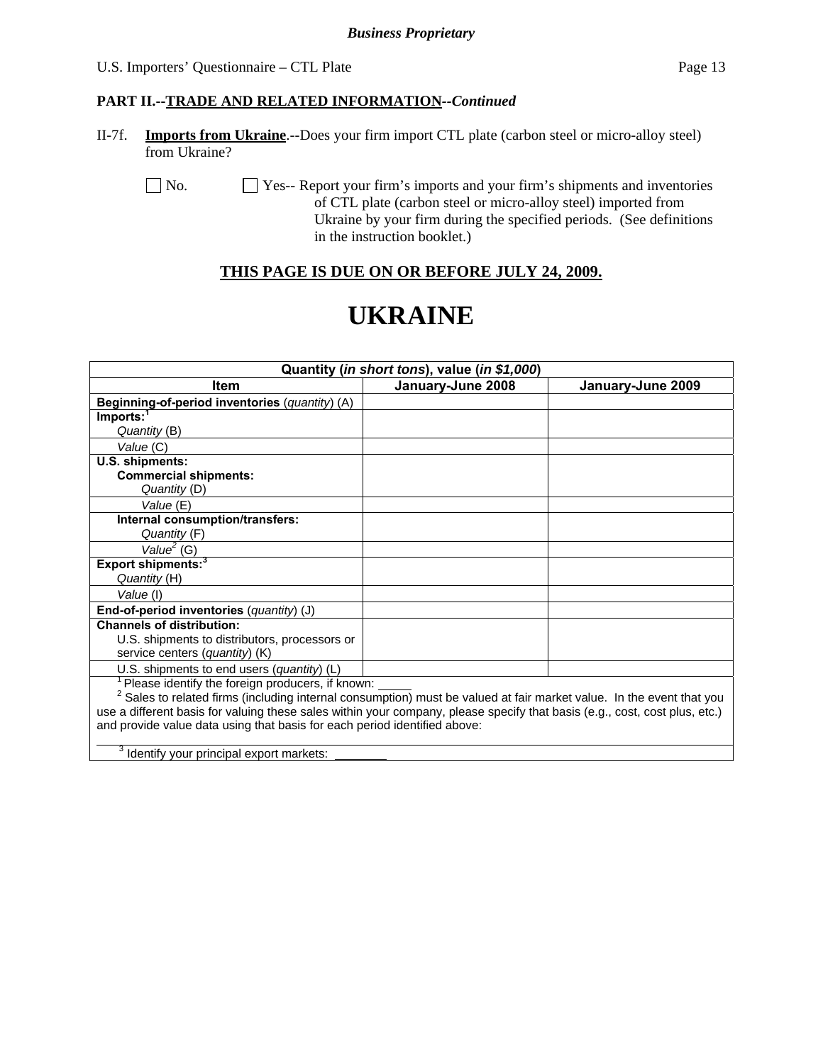**Business Proprietary**

U.S. Importers' Questionnaire – CTL Plate

**PART II.--TRADE AND RELATED INFORMATION--*Continued***

II-7f. **Imports from Ukraine**.--Does your firm import CTL plate (carbon steel or micro-alloy steel) from Ukraine?

☐ No. ☐ Yes-- Report your firm's imports and your firm's shipments and inventories of CTL plate (carbon steel or micro-alloy steel) imported from Ukraine by your firm during the specified periods. (See definitions in the instruction booklet.)

**THIS PAGE IS DUE ON OR BEFORE JULY 24, 2009.**

# UKRAINE

| Quantity (*in short tons*), value (*in $1,000*) | | |
|---|---|---|
| **Item** | **January-June 2008** | **January-June 2009** |
| **Beginning-of-period inventories** (*quantity*) (A) | | |
| **Imports:**[1] *Quantity* (B) | | |
| *Value* (C) | | |
| **U.S. shipments:** **Commercial shipments:** *Quantity* (D) | | |
| *Value* (E) | | |
| **Internal consumption/transfers:** *Quantity* (F) | | |
| *Value*[2] (G) | | |
| **Export shipments:**[3] *Quantity* (H) | | |
| *Value* (I) | | |
| **End-of-period inventories** (*quantity*) (J) | | |
| **Channels of distribution:** U.S. shipments to distributors, processors or service centers (*quantity*) (K) | | |
| U.S. shipments to end users (*quantity*) (L) | | |

[1] Please identify the foreign producers, if known: _____

[2] Sales to related firms (including internal consumption) must be valued at fair market value. In the event that you use a different basis for valuing these sales within your company, please specify that basis (e.g., cost, cost plus, etc.) and provide value data using that basis for each period identified above:

[3] Identify your principal export markets: ________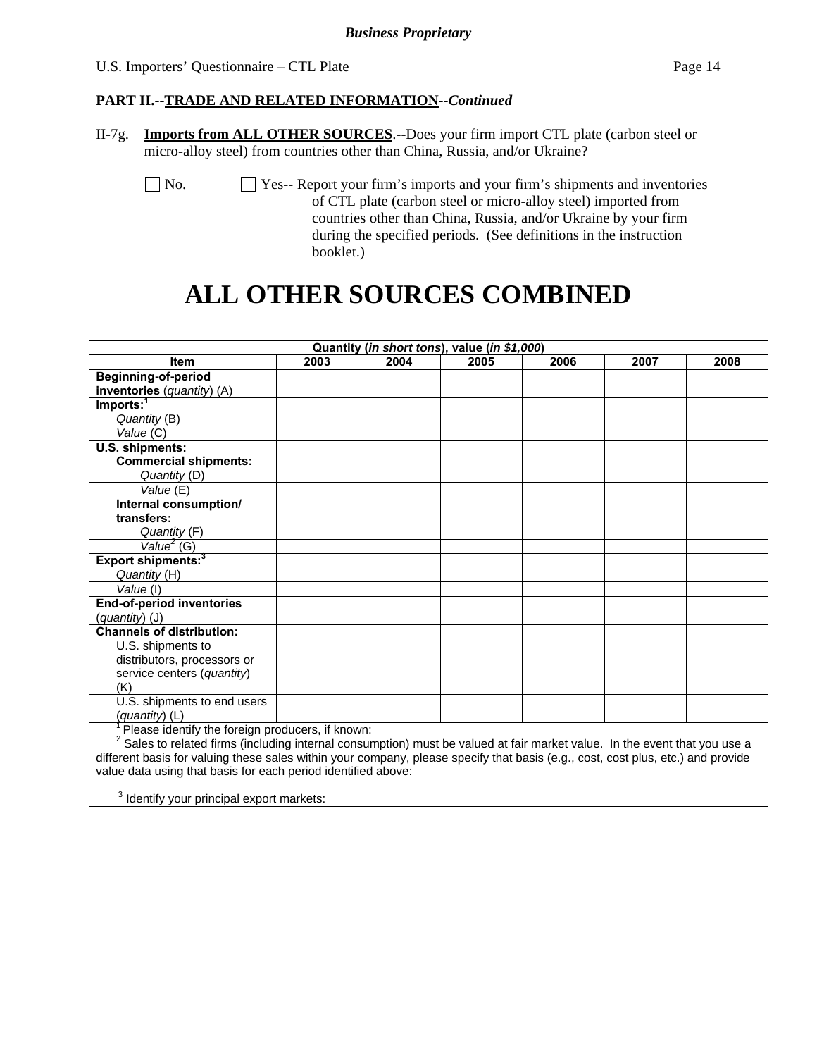**Business Proprietary**

U.S. Importers' Questionnaire – CTL Plate

**PART II.--TRADE AND RELATED INFORMATION--*Continued***

II-7g. **Imports from ALL OTHER SOURCES**.--Does your firm import CTL plate (carbon steel or micro-alloy steel) from countries other than China, Russia, and/or Ukraine?

☐ No. ☐ Yes-- Report your firm's imports and your firm's shipments and inventories of CTL plate (carbon steel or micro-alloy steel) imported from countries other than China, Russia, and/or Ukraine by your firm during the specified periods. (See definitions in the instruction booklet.)

# ALL OTHER SOURCES COMBINED

| Quantity (*in short tons*), value (*in $1,000*) | | | | | | |
|---|---|---|---|---|---|---|
| **Item** | **2003** | **2004** | **2005** | **2006** | **2007** | **2008** |
| **Beginning-of-period inventories** (*quantity*) (A) | | | | | | |
| **Imports:**[1] *Quantity* (B) | | | | | | |
| *Value* (C) | | | | | | |
| **U.S. shipments:** **Commercial shipments:** *Quantity* (D) | | | | | | |
| *Value* (E) | | | | | | |
| **Internal consumption/ transfers:** *Quantity* (F) | | | | | | |
| *Value*[2] (G) | | | | | | |
| **Export shipments:**[3] *Quantity* (H) | | | | | | |
| *Value* (I) | | | | | | |
| **End-of-period inventories** (*quantity*) (J) | | | | | | |
| **Channels of distribution:** U.S. shipments to distributors, processors or service centers (*quantity*) (K) | | | | | | |
| U.S. shipments to end users (*quantity*) (L) | | | | | | |

[1] Please identify the foreign producers, if known: \_\_\_\_\_

[2] Sales to related firms (including internal consumption) must be valued at fair market value. In the event that you use a different basis for valuing these sales within your company, please specify that basis (e.g., cost, cost plus, etc.) and provide value data using that basis for each period identified above:

\_\_\_\_\_\_\_\_\_\_\_\_\_\_\_\_\_\_\_\_\_\_\_\_\_\_\_\_\_\_\_\_\_\_\_\_\_\_\_\_

[3] Identify your principal export markets: \_\_\_\_\_\_\_\_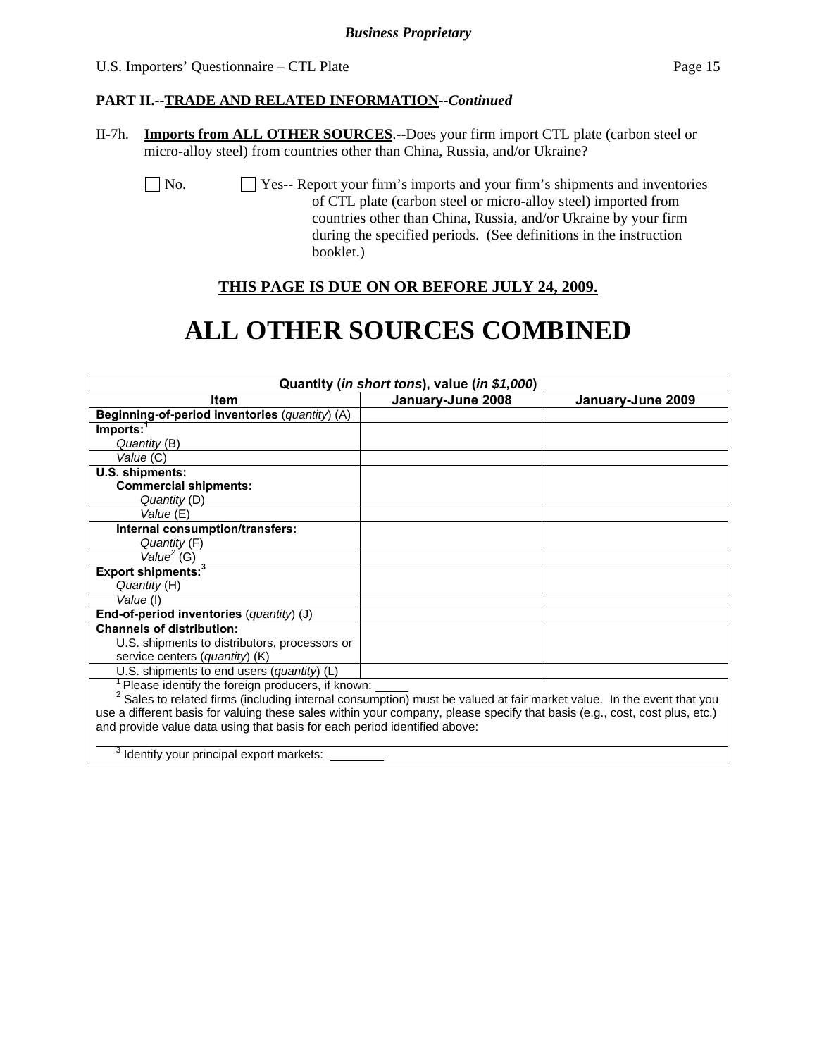**Business Proprietary**

**PART II.--TRADE AND RELATED INFORMATION--*Continued***

II-7h. **Imports from ALL OTHER SOURCES**.--Does your firm import CTL plate (carbon steel or micro-alloy steel) from countries other than China, Russia, and/or Ukraine?

☐ No. ☐ Yes-- Report your firm's imports and your firm's shipments and inventories of CTL plate (carbon steel or micro-alloy steel) imported from countries other than China, Russia, and/or Ukraine by your firm during the specified periods. (See definitions in the instruction booklet.)

**THIS PAGE IS DUE ON OR BEFORE JULY 24, 2009.**

# ALL OTHER SOURCES COMBINED

| Quantity (*in short tons*), value (*in $1,000*) | | |
|---|---|---|
| **Item** | **January-June 2008** | **January-June 2009** |
| **Beginning-of-period inventories** (*quantity*) (A) | | |
| **Imports:**[1] *Quantity* (B) | | |
| *Value* (C) | | |
| **U.S. shipments:** **Commercial shipments:** *Quantity* (D) | | |
| *Value* (E) | | |
| **Internal consumption/transfers:** *Quantity* (F) | | |
| *Value*[2] (G) | | |
| **Export shipments:**[3] *Quantity* (H) | | |
| *Value* (I) | | |
| **End-of-period inventories** (*quantity*) (J) | | |
| **Channels of distribution:** U.S. shipments to distributors, processors or service centers (*quantity*) (K) | | |
| U.S. shipments to end users (*quantity*) (L) | | |

[1] Please identify the foreign producers, if known: _____

[2] Sales to related firms (including internal consumption) must be valued at fair market value. In the event that you use a different basis for valuing these sales within your company, please specify that basis (e.g., cost, cost plus, etc.) and provide value data using that basis for each period identified above:

[3] Identify your principal export markets: ________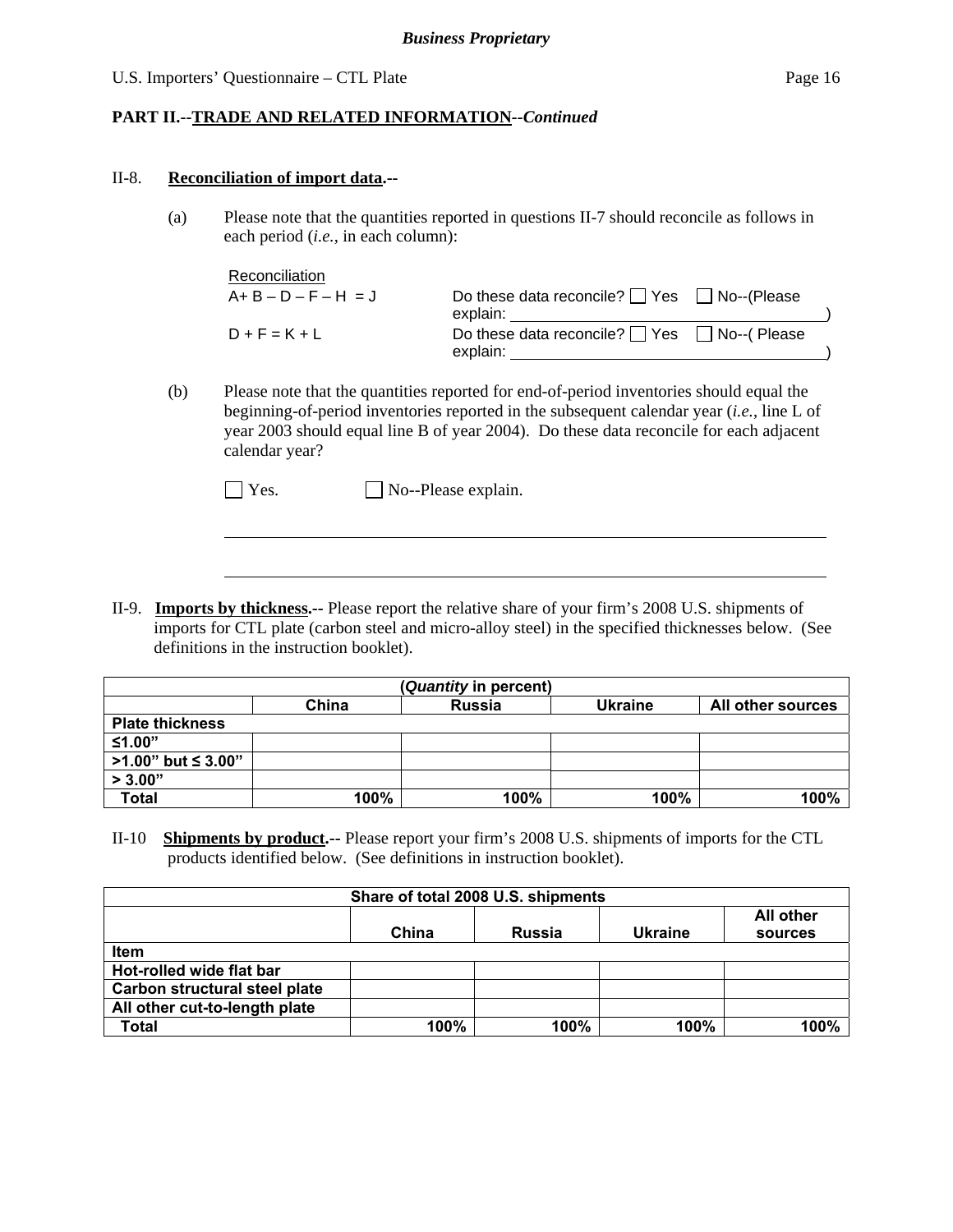**PART II.--TRADE AND RELATED INFORMATION--*Continued***

II-8. **Reconciliation of import data.--**

(a) Please note that the quantities reported in questions II-7 should reconcile as follows in each period (*i.e.*, in each column):

Reconciliation

A+ B – D – F – H = J    Do these data reconcile? ☐ Yes ☐ No--(Please explain: ____________________)

D + F = K + L    Do these data reconcile? ☐ Yes ☐ No--( Please explain: ____________________)

(b) Please note that the quantities reported for end-of-period inventories should equal the beginning-of-period inventories reported in the subsequent calendar year (*i.e.*, line L of year 2003 should equal line B of year 2004). Do these data reconcile for each adjacent calendar year?

☐ Yes. ☐ No--Please explain.

______________________________________________________________________

______________________________________________________________________

II-9. **Imports by thickness.--** Please report the relative share of your firm's 2008 U.S. shipments of imports for CTL plate (carbon steel and micro-alloy steel) in the specified thicknesses below. (See definitions in the instruction booklet).

| (*Quantity* in percent) | | | | |
|---|---|---|---|---|
| | China | Russia | Ukraine | All other sources |
| Plate thickness | | | | |
| ≤1.00” | | | | |
| >1.00” but ≤ 3.00” | | | | |
| > 3.00” | | | | |
| Total | 100% | 100% | 100% | 100% |

II-10 **Shipments by product.--** Please report your firm's 2008 U.S. shipments of imports for the CTL products identified below. (See definitions in instruction booklet).

| Share of total 2008 U.S. shipments | | | | |
|---|---|---|---|---|
| | China | Russia | Ukraine | All other sources |
| Item | | | | |
| Hot-rolled wide flat bar | | | | |
| Carbon structural steel plate | | | | |
| All other cut-to-length plate | | | | |
| Total | 100% | 100% | 100% | 100% |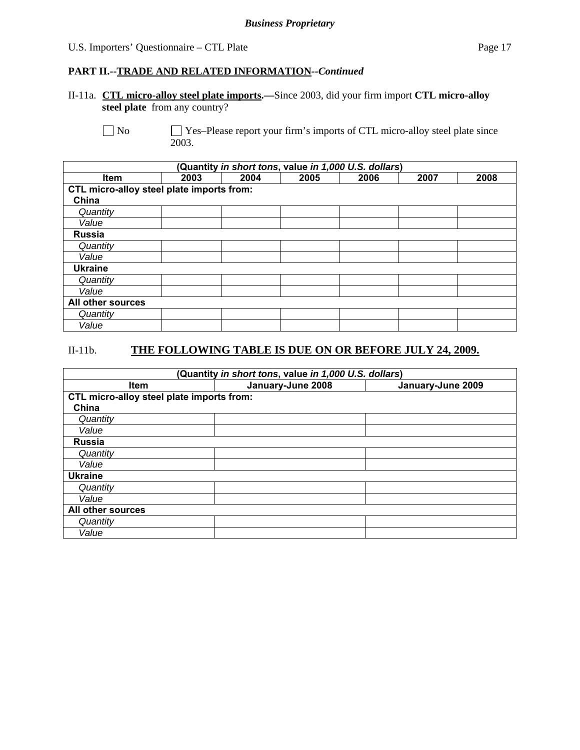**PART II.--TRADE AND RELATED INFORMATION--*Continued***

II-11a. **CTL micro-alloy steel plate imports.—**Since 2003, did your firm import **CTL micro-alloy steel plate** from any country?

☐ No ☐ Yes–Please report your firm's imports of CTL micro-alloy steel plate since 2003.

| (Quantity *in short tons*, value *in 1,000 U.S. dollars*) | | | | | | |
|---|---|---|---|---|---|---|
| **Item** | **2003** | **2004** | **2005** | **2006** | **2007** | **2008** |
| **CTL micro-alloy steel plate imports from:** | | | | | | |
| **China** | | | | | | |
| *Quantity* | | | | | | |
| *Value* | | | | | | |
| **Russia** | | | | | | |
| *Quantity* | | | | | | |
| *Value* | | | | | | |
| **Ukraine** | | | | | | |
| *Quantity* | | | | | | |
| *Value* | | | | | | |
| **All other sources** | | | | | | |
| *Quantity* | | | | | | |
| *Value* | | | | | | |

II-11b. **THE FOLLOWING TABLE IS DUE ON OR BEFORE JULY 24, 2009.**

| (Quantity *in short tons*, value *in 1,000 U.S. dollars*) | | |
|---|---|---|
| **Item** | **January-June 2008** | **January-June 2009** |
| **CTL micro-alloy steel plate imports from:** | | |
| **China** | | |
| *Quantity* | | |
| *Value* | | |
| **Russia** | | |
| *Quantity* | | |
| *Value* | | |
| **Ukraine** | | |
| *Quantity* | | |
| *Value* | | |
| **All other sources** | | |
| *Quantity* | | |
| *Value* | | |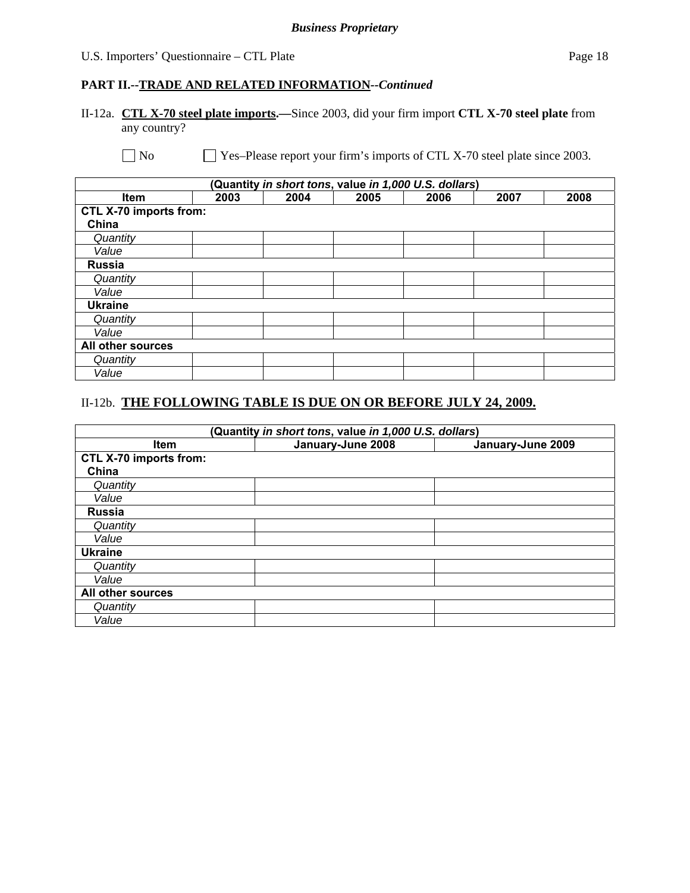**PART II.--TRADE AND RELATED INFORMATION--*Continued***

II-12a. **CTL X-70 steel plate imports.—**Since 2003, did your firm import **CTL X-70 steel plate** from any country?

☐ No ☐ Yes–Please report your firm's imports of CTL X-70 steel plate since 2003.

| (Quantity *in short tons*, value *in 1,000 U.S. dollars*) | | | | | | |
|---|---|---|---|---|---|---|
| **Item** | **2003** | **2004** | **2005** | **2006** | **2007** | **2008** |
| **CTL X-70 imports from:** | | | | | | |
| **China** | | | | | | |
| *Quantity* | | | | | | |
| *Value* | | | | | | |
| **Russia** | | | | | | |
| *Quantity* | | | | | | |
| *Value* | | | | | | |
| **Ukraine** | | | | | | |
| *Quantity* | | | | | | |
| *Value* | | | | | | |
| **All other sources** | | | | | | |
| *Quantity* | | | | | | |
| *Value* | | | | | | |

II-12b. **THE FOLLOWING TABLE IS DUE ON OR BEFORE JULY 24, 2009.**

| (Quantity *in short tons*, value *in 1,000 U.S. dollars*) | | |
|---|---|---|
| **Item** | **January-June 2008** | **January-June 2009** |
| **CTL X-70 imports from:** | | |
| **China** | | |
| *Quantity* | | |
| *Value* | | |
| **Russia** | | |
| *Quantity* | | |
| *Value* | | |
| **Ukraine** | | |
| *Quantity* | | |
| *Value* | | |
| **All other sources** | | |
| *Quantity* | | |
| *Value* | | |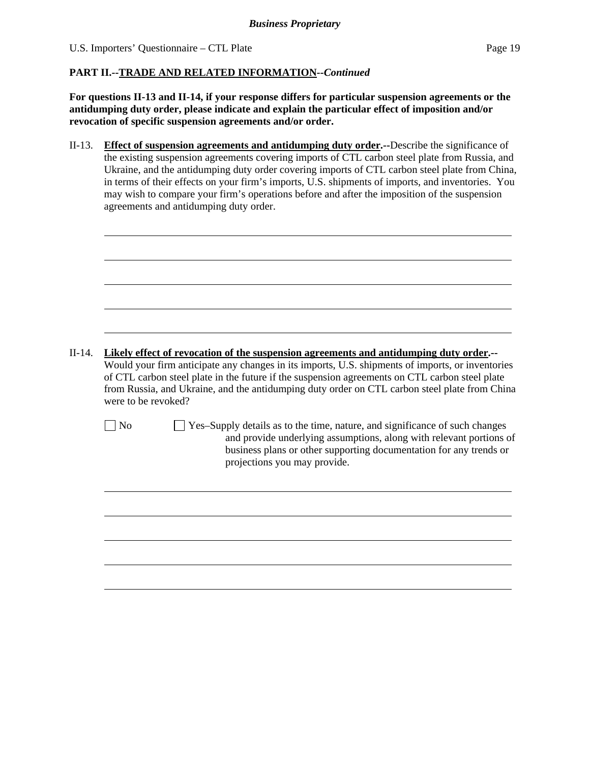**PART II.--TRADE AND RELATED INFORMATION--*Continued***

**For questions II-13 and II-14, if your response differs for particular suspension agreements or the antidumping duty order, please indicate and explain the particular effect of imposition and/or revocation of specific suspension agreements and/or order.**

II-13. **Effect of suspension agreements and antidumping duty order.--**Describe the significance of the existing suspension agreements covering imports of CTL carbon steel plate from Russia, and Ukraine, and the antidumping duty order covering imports of CTL carbon steel plate from China, in terms of their effects on your firm's imports, U.S. shipments of imports, and inventories. You may wish to compare your firm's operations before and after the imposition of the suspension agreements and antidumping duty order.

\_\_\_\_\_\_\_\_\_\_\_\_\_\_\_\_\_\_\_\_\_\_\_\_\_\_\_\_\_\_\_\_\_\_\_\_\_\_\_\_\_\_\_\_\_\_\_\_\_\_\_\_\_\_\_\_\_\_\_\_\_\_\_\_\_\_\_\_\_\_\_\_

\_\_\_\_\_\_\_\_\_\_\_\_\_\_\_\_\_\_\_\_\_\_\_\_\_\_\_\_\_\_\_\_\_\_\_\_\_\_\_\_\_\_\_\_\_\_\_\_\_\_\_\_\_\_\_\_\_\_\_\_\_\_\_\_\_\_\_\_\_\_\_\_

\_\_\_\_\_\_\_\_\_\_\_\_\_\_\_\_\_\_\_\_\_\_\_\_\_\_\_\_\_\_\_\_\_\_\_\_\_\_\_\_\_\_\_\_\_\_\_\_\_\_\_\_\_\_\_\_\_\_\_\_\_\_\_\_\_\_\_\_\_\_\_\_

\_\_\_\_\_\_\_\_\_\_\_\_\_\_\_\_\_\_\_\_\_\_\_\_\_\_\_\_\_\_\_\_\_\_\_\_\_\_\_\_\_\_\_\_\_\_\_\_\_\_\_\_\_\_\_\_\_\_\_\_\_\_\_\_\_\_\_\_\_\_\_\_

\_\_\_\_\_\_\_\_\_\_\_\_\_\_\_\_\_\_\_\_\_\_\_\_\_\_\_\_\_\_\_\_\_\_\_\_\_\_\_\_\_\_\_\_\_\_\_\_\_\_\_\_\_\_\_\_\_\_\_\_\_\_\_\_\_\_\_\_\_\_\_\_

II-14. **Likely effect of revocation of the suspension agreements and antidumping duty order.--** Would your firm anticipate any changes in its imports, U.S. shipments of imports, or inventories of CTL carbon steel plate in the future if the suspension agreements on CTL carbon steel plate from Russia, and Ukraine, and the antidumping duty order on CTL carbon steel plate from China were to be revoked?

☐ No ☐ Yes–Supply details as to the time, nature, and significance of such changes and provide underlying assumptions, along with relevant portions of business plans or other supporting documentation for any trends or projections you may provide.

\_\_\_\_\_\_\_\_\_\_\_\_\_\_\_\_\_\_\_\_\_\_\_\_\_\_\_\_\_\_\_\_\_\_\_\_\_\_\_\_\_\_\_\_\_\_\_\_\_\_\_\_\_\_\_\_\_\_\_\_\_\_\_\_\_\_\_\_\_\_\_\_

\_\_\_\_\_\_\_\_\_\_\_\_\_\_\_\_\_\_\_\_\_\_\_\_\_\_\_\_\_\_\_\_\_\_\_\_\_\_\_\_\_\_\_\_\_\_\_\_\_\_\_\_\_\_\_\_\_\_\_\_\_\_\_\_\_\_\_\_\_\_\_\_

\_\_\_\_\_\_\_\_\_\_\_\_\_\_\_\_\_\_\_\_\_\_\_\_\_\_\_\_\_\_\_\_\_\_\_\_\_\_\_\_\_\_\_\_\_\_\_\_\_\_\_\_\_\_\_\_\_\_\_\_\_\_\_\_\_\_\_\_\_\_\_\_

\_\_\_\_\_\_\_\_\_\_\_\_\_\_\_\_\_\_\_\_\_\_\_\_\_\_\_\_\_\_\_\_\_\_\_\_\_\_\_\_\_\_\_\_\_\_\_\_\_\_\_\_\_\_\_\_\_\_\_\_\_\_\_\_\_\_\_\_\_\_\_\_

\_\_\_\_\_\_\_\_\_\_\_\_\_\_\_\_\_\_\_\_\_\_\_\_\_\_\_\_\_\_\_\_\_\_\_\_\_\_\_\_\_\_\_\_\_\_\_\_\_\_\_\_\_\_\_\_\_\_\_\_\_\_\_\_\_\_\_\_\_\_\_\_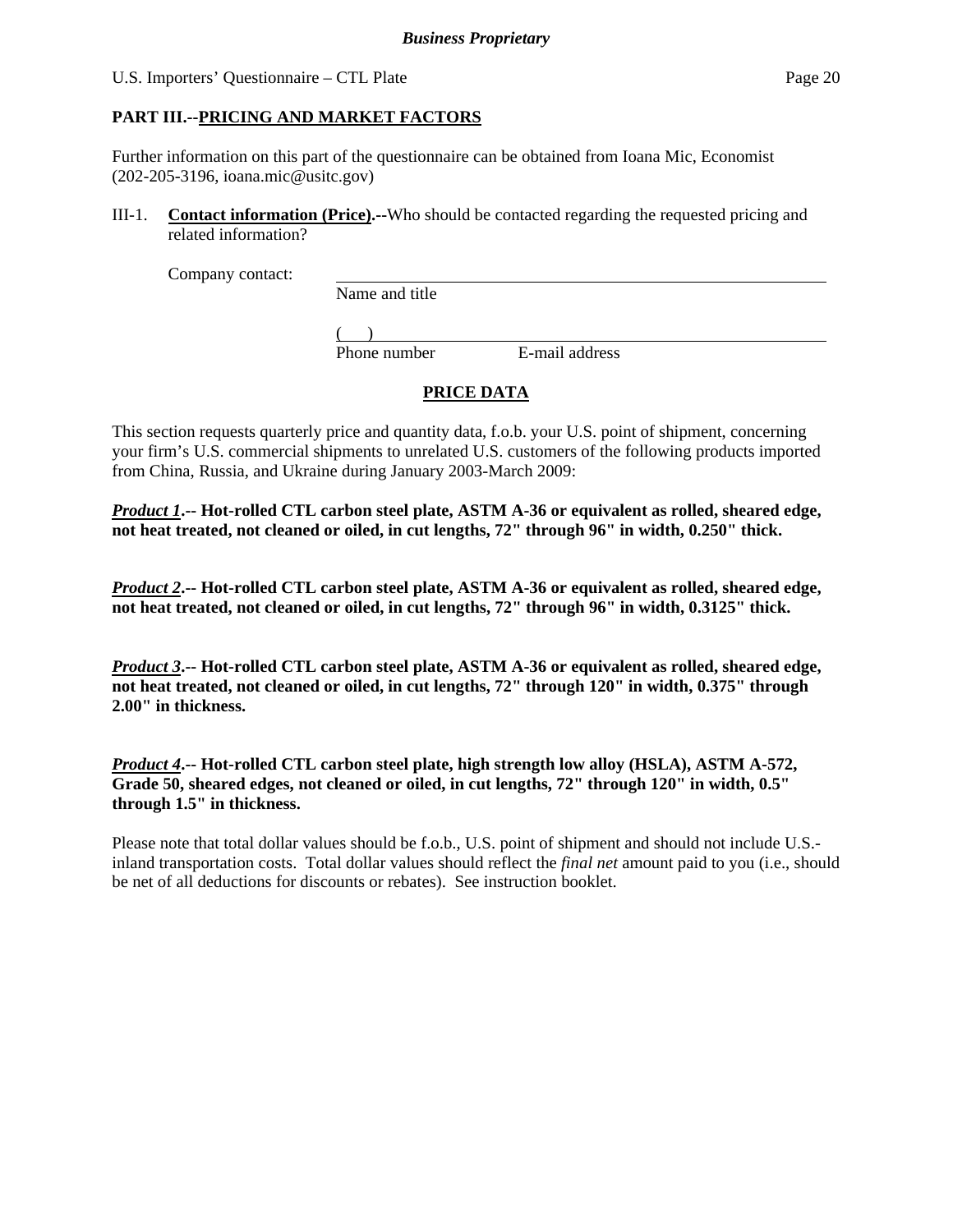## PART III.--PRICING AND MARKET FACTORS

Further information on this part of the questionnaire can be obtained from Ioana Mic, Economist (202-205-3196, ioana.mic@usitc.gov)

III-1. **Contact information (Price).--**Who should be contacted regarding the requested pricing and related information?

Company contact: ______________________________________________
Name and title

(    ) ______________________________________________
Phone number                E-mail address

### PRICE DATA

This section requests quarterly price and quantity data, f.o.b. your U.S. point of shipment, concerning your firm's U.S. commercial shipments to unrelated U.S. customers of the following products imported from China, Russia, and Ukraine during January 2003-March 2009:

***Product 1*.-- Hot-rolled CTL carbon steel plate, ASTM A-36 or equivalent as rolled, sheared edge, not heat treated, not cleaned or oiled, in cut lengths, 72" through 96" in width, 0.250" thick.**

***Product 2*.-- Hot-rolled CTL carbon steel plate, ASTM A-36 or equivalent as rolled, sheared edge, not heat treated, not cleaned or oiled, in cut lengths, 72" through 96" in width, 0.3125" thick.**

***Product 3*.-- Hot-rolled CTL carbon steel plate, ASTM A-36 or equivalent as rolled, sheared edge, not heat treated, not cleaned or oiled, in cut lengths, 72" through 120" in width, 0.375" through 2.00" in thickness.**

***Product 4*.-- Hot-rolled CTL carbon steel plate, high strength low alloy (HSLA), ASTM A-572, Grade 50, sheared edges, not cleaned or oiled, in cut lengths, 72" through 120" in width, 0.5" through 1.5" in thickness.**

Please note that total dollar values should be f.o.b., U.S. point of shipment and should not include U.S.-inland transportation costs. Total dollar values should reflect the *final net* amount paid to you (i.e., should be net of all deductions for discounts or rebates). See instruction booklet.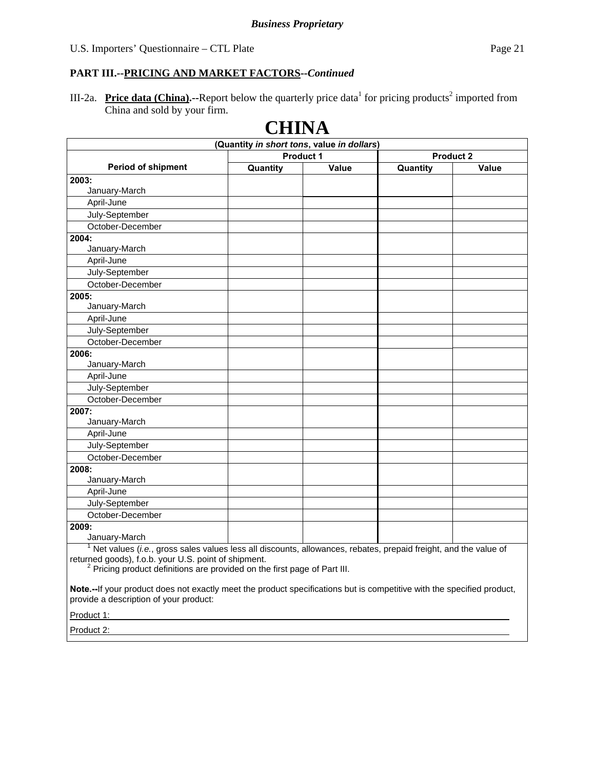**PART III.--PRICING AND MARKET FACTORS--*Continued***

III-2a. **Price data (China).--**Report below the quarterly price data[1] for pricing products[2] imported from China and sold by your firm.

# CHINA

| (Quantity *in short tons*, value *in dollars*) | | | | |
|---|---|---|---|---|
| | Product 1 | | Product 2 | |
| Period of shipment | Quantity | Value | Quantity | Value |
| **2003:** January-March | | | | |
| April-June | | | | |
| July-September | | | | |
| October-December | | | | |
| **2004:** January-March | | | | |
| April-June | | | | |
| July-September | | | | |
| October-December | | | | |
| **2005:** January-March | | | | |
| April-June | | | | |
| July-September | | | | |
| October-December | | | | |
| **2006:** January-March | | | | |
| April-June | | | | |
| July-September | | | | |
| October-December | | | | |
| **2007:** January-March | | | | |
| April-June | | | | |
| July-September | | | | |
| October-December | | | | |
| **2008:** January-March | | | | |
| April-June | | | | |
| July-September | | | | |
| October-December | | | | |
| **2009:** January-March | | | | |

[1] Net values (*i.e.*, gross sales values less all discounts, allowances, rebates, prepaid freight, and the value of returned goods), f.o.b. your U.S. point of shipment.

[2] Pricing product definitions are provided on the first page of Part III.

**Note.--**If your product does not exactly meet the product specifications but is competitive with the specified product, provide a description of your product:

Product 1: ____________________

Product 2: ____________________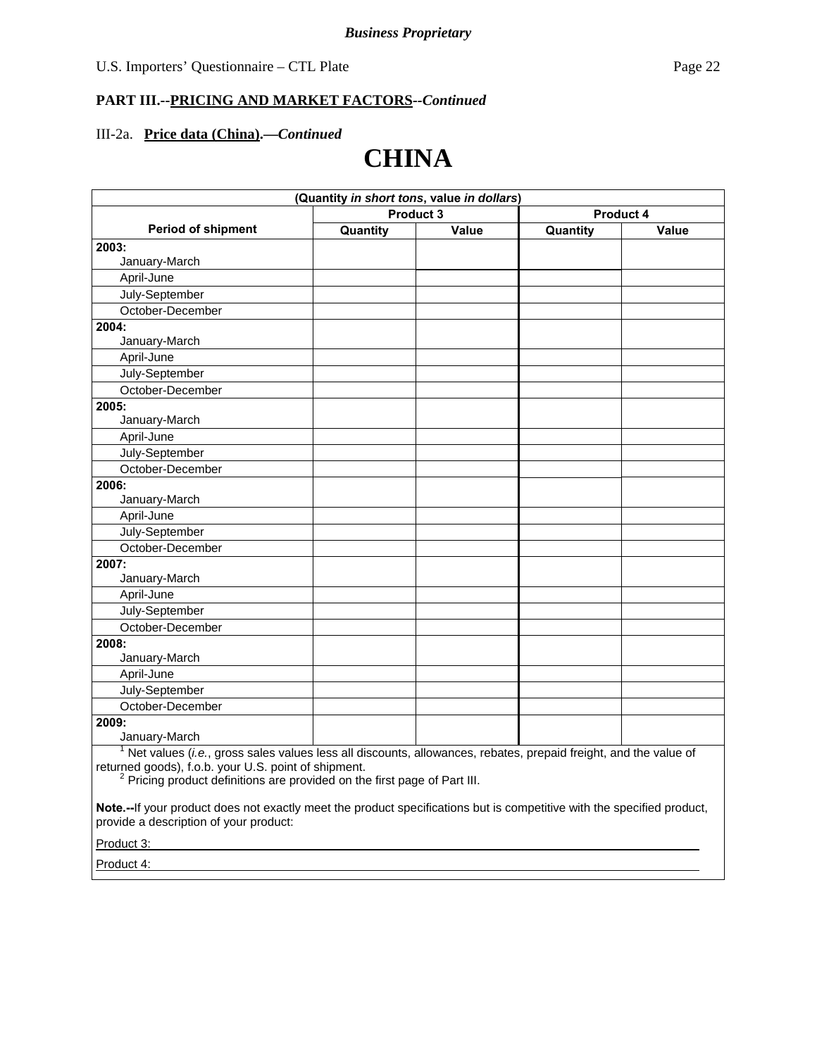**Business Proprietary**

**PART III.--PRICING AND MARKET FACTORS--*Continued***

III-2a. **Price data (China).—*Continued***

# CHINA

| (Quantity *in short tons*, value *in dollars*) | | | | |
|---|---|---|---|---|
| | Product 3 | | Product 4 | |
| Period of shipment | Quantity | Value | Quantity | Value |
| **2003:** January-March | | | | |
| April-June | | | | |
| July-September | | | | |
| October-December | | | | |
| **2004:** January-March | | | | |
| April-June | | | | |
| July-September | | | | |
| October-December | | | | |
| **2005:** January-March | | | | |
| April-June | | | | |
| July-September | | | | |
| October-December | | | | |
| **2006:** January-March | | | | |
| April-June | | | | |
| July-September | | | | |
| October-December | | | | |
| **2007:** January-March | | | | |
| April-June | | | | |
| July-September | | | | |
| October-December | | | | |
| **2008:** January-March | | | | |
| April-June | | | | |
| July-September | | | | |
| October-December | | | | |
| **2009:** January-March | | | | |

[1] Net values (*i.e.*, gross sales values less all discounts, allowances, rebates, prepaid freight, and the value of returned goods), f.o.b. your U.S. point of shipment.

[2] Pricing product definitions are provided on the first page of Part III.

**Note.--**If your product does not exactly meet the product specifications but is competitive with the specified product, provide a description of your product:

Product 3: ______________________________________________

Product 4: ______________________________________________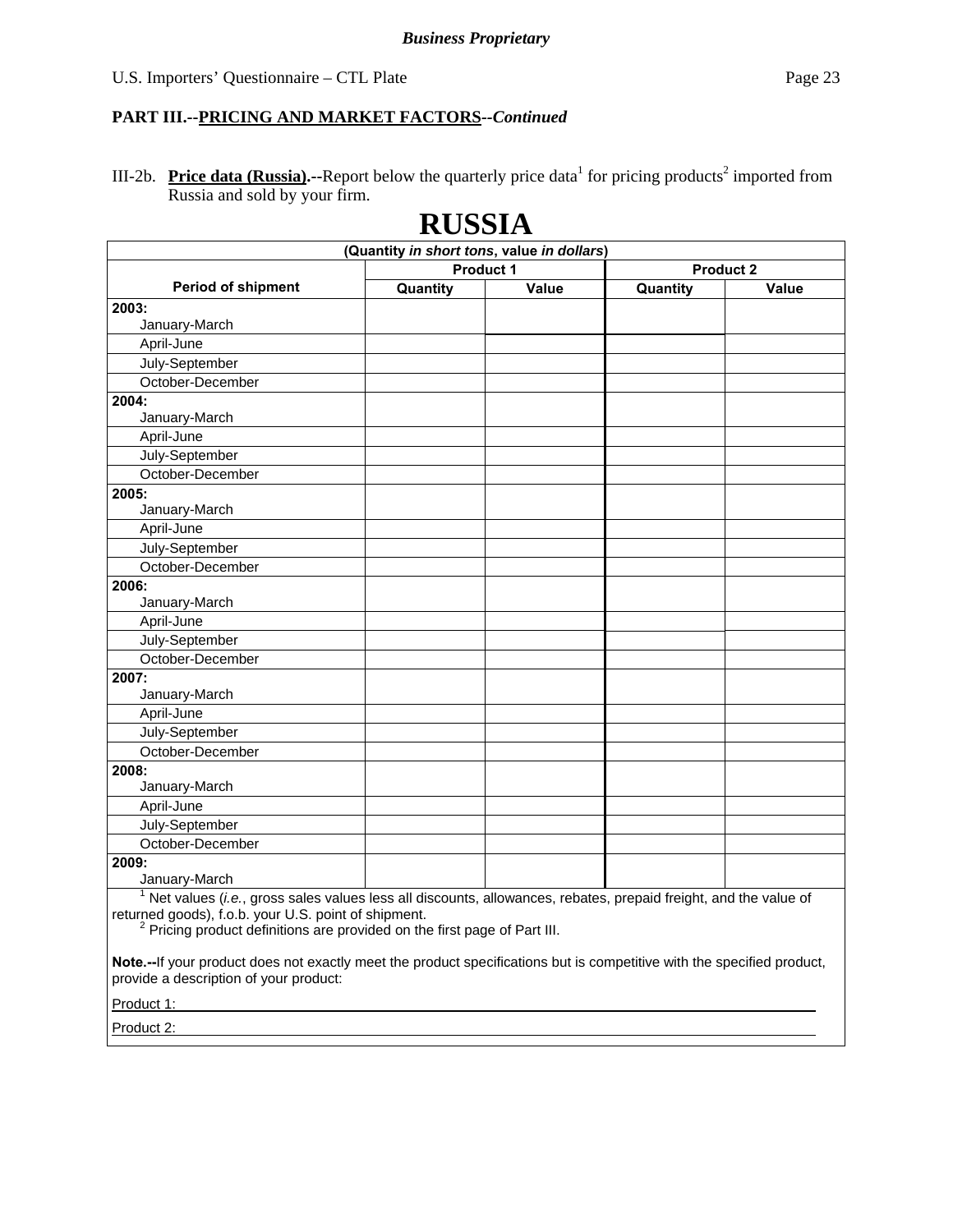*Business Proprietary*

**PART III.--PRICING AND MARKET FACTORS--*Continued***

III-2b. **Price data (Russia).--**Report below the quarterly price data[1] for pricing products[2] imported from Russia and sold by your firm.

# RUSSIA

| (Quantity *in short tons*, value *in dollars*) | | | | |
|---|---|---|---|---|
| | Product 1 | | Product 2 | |
| **Period of shipment** | **Quantity** | **Value** | **Quantity** | **Value** |
| **2003:** January-March | | | | |
| April-June | | | | |
| July-September | | | | |
| October-December | | | | |
| **2004:** January-March | | | | |
| April-June | | | | |
| July-September | | | | |
| October-December | | | | |
| **2005:** January-March | | | | |
| April-June | | | | |
| July-September | | | | |
| October-December | | | | |
| **2006:** January-March | | | | |
| April-June | | | | |
| July-September | | | | |
| October-December | | | | |
| **2007:** January-March | | | | |
| April-June | | | | |
| July-September | | | | |
| October-December | | | | |
| **2008:** January-March | | | | |
| April-June | | | | |
| July-September | | | | |
| October-December | | | | |
| **2009:** January-March | | | | |

[1] Net values (*i.e.*, gross sales values less all discounts, allowances, rebates, prepaid freight, and the value of returned goods), f.o.b. your U.S. point of shipment.

[2] Pricing product definitions are provided on the first page of Part III.

**Note.--**If your product does not exactly meet the product specifications but is competitive with the specified product, provide a description of your product:

Product 1: \_\_\_\_\_\_\_\_\_\_\_\_\_\_\_\_\_\_\_\_\_\_\_\_\_\_\_\_\_\_\_\_\_\_\_\_\_\_\_\_\_\_\_\_\_\_\_\_

Product 2: \_\_\_\_\_\_\_\_\_\_\_\_\_\_\_\_\_\_\_\_\_\_\_\_\_\_\_\_\_\_\_\_\_\_\_\_\_\_\_\_\_\_\_\_\_\_\_\_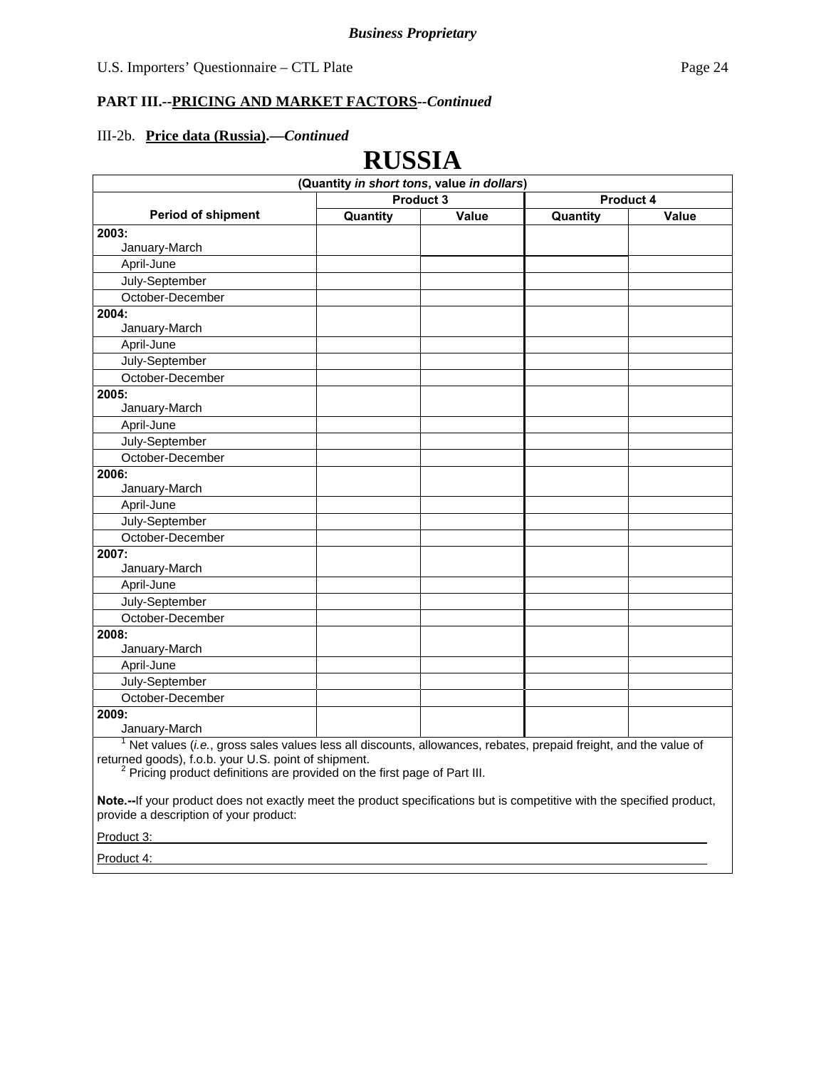*Business Proprietary*

U.S. Importers' Questionnaire – CTL Plate

**PART III.--PRICING AND MARKET FACTORS--*Continued***

III-2b. **Price data (Russia).—*Continued***

# RUSSIA

| (Quantity *in short tons*, value *in dollars*) | | | | |
|---|---|---|---|---|
| Period of shipment | Product 3 | | Product 4 | |
| | Quantity | Value | Quantity | Value |
| **2003:** January-March | | | | |
| April-June | | | | |
| July-September | | | | |
| October-December | | | | |
| **2004:** January-March | | | | |
| April-June | | | | |
| July-September | | | | |
| October-December | | | | |
| **2005:** January-March | | | | |
| April-June | | | | |
| July-September | | | | |
| October-December | | | | |
| **2006:** January-March | | | | |
| April-June | | | | |
| July-September | | | | |
| October-December | | | | |
| **2007:** January-March | | | | |
| April-June | | | | |
| July-September | | | | |
| October-December | | | | |
| **2008:** January-March | | | | |
| April-June | | | | |
| July-September | | | | |
| October-December | | | | |
| **2009:** January-March | | | | |

[1] Net values (*i.e.*, gross sales values less all discounts, allowances, rebates, prepaid freight, and the value of returned goods), f.o.b. your U.S. point of shipment.

[2] Pricing product definitions are provided on the first page of Part III.

**Note.--**If your product does not exactly meet the product specifications but is competitive with the specified product, provide a description of your product:

Product 3: ______________________________________________

Product 4: ______________________________________________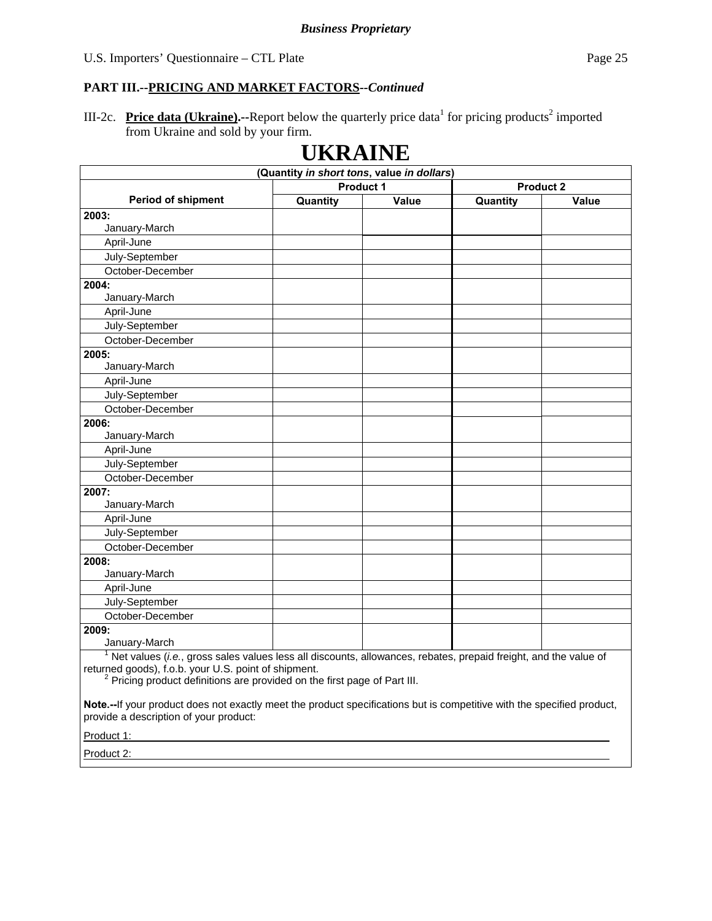**Business Proprietary**

U.S. Importers' Questionnaire – CTL Plate

## PART III.--PRICING AND MARKET FACTORS--*Continued*

III-2c. **Price data (Ukraine).**--Report below the quarterly price data[1] for pricing products[2] imported from Ukraine and sold by your firm.

# UKRAINE

| (Quantity *in short tons*, value *in dollars*) | | | | |
|---|---|---|---|---|
| | Product 1 | | Product 2 | |
| Period of shipment | Quantity | Value | Quantity | Value |
| **2003:** January-March | | | | |
| April-June | | | | |
| July-September | | | | |
| October-December | | | | |
| **2004:** January-March | | | | |
| April-June | | | | |
| July-September | | | | |
| October-December | | | | |
| **2005:** January-March | | | | |
| April-June | | | | |
| July-September | | | | |
| October-December | | | | |
| **2006:** January-March | | | | |
| April-June | | | | |
| July-September | | | | |
| October-December | | | | |
| **2007:** January-March | | | | |
| April-June | | | | |
| July-September | | | | |
| October-December | | | | |
| **2008:** January-March | | | | |
| April-June | | | | |
| July-September | | | | |
| October-December | | | | |
| **2009:** January-March | | | | |

[1] Net values (*i.e.*, gross sales values less all discounts, allowances, rebates, prepaid freight, and the value of returned goods), f.o.b. your U.S. point of shipment.

[2] Pricing product definitions are provided on the first page of Part III.

**Note.--**If your product does not exactly meet the product specifications but is competitive with the specified product, provide a description of your product:

Product 1: ______________________________

Product 2: ______________________________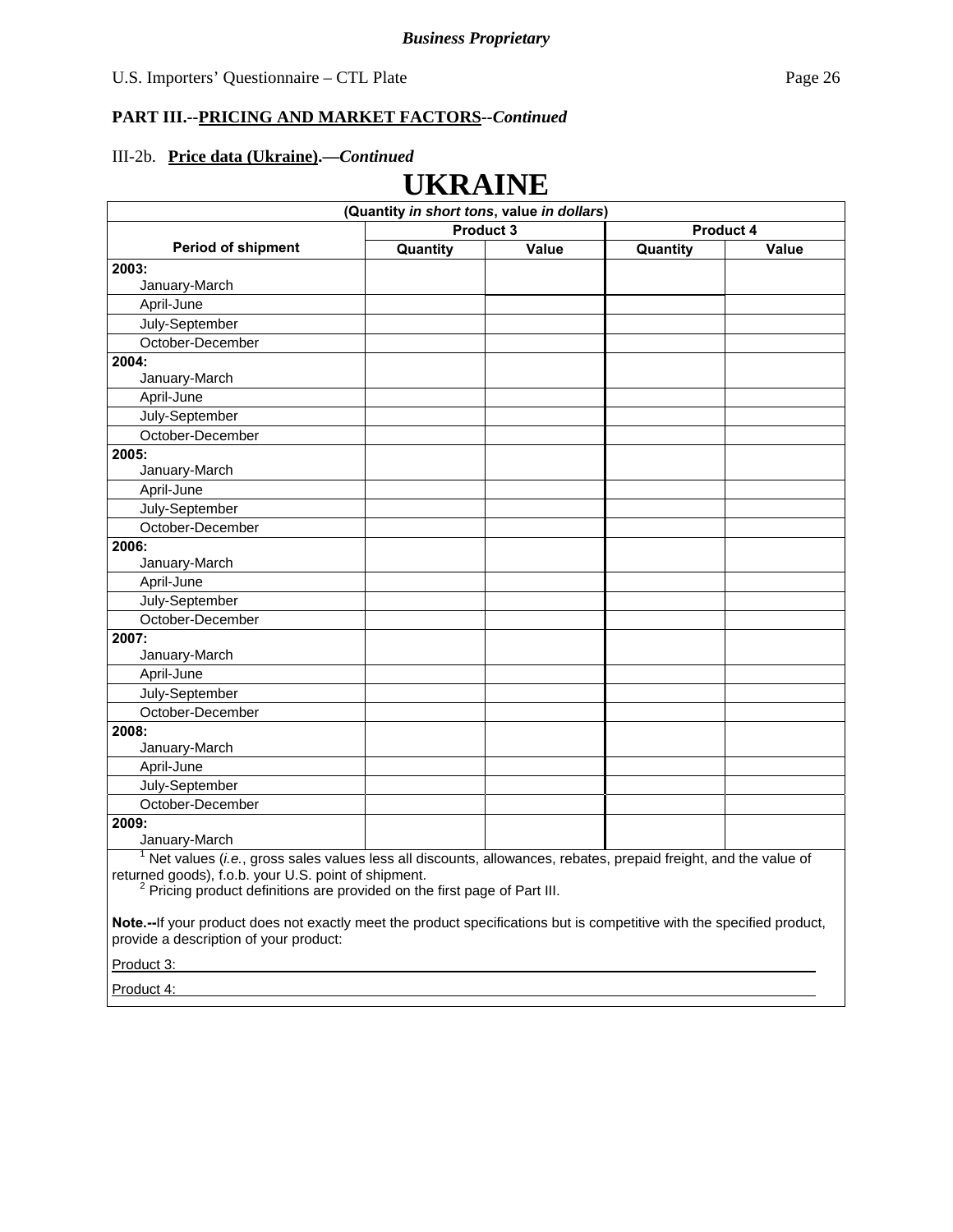*Business Proprietary*

U.S. Importers' Questionnaire – CTL Plate

**PART III.--PRICING AND MARKET FACTORS--*Continued***

III-2b. **Price data (Ukraine).—*Continued***

# UKRAINE

| (Quantity *in short tons*, value *in dollars*) | | | | |
|---|---|---|---|---|
| Period of shipment | Product 3 | | Product 4 | |
| | Quantity | Value | Quantity | Value |
| **2003:** January-March | | | | |
| April-June | | | | |
| July-September | | | | |
| October-December | | | | |
| **2004:** January-March | | | | |
| April-June | | | | |
| July-September | | | | |
| October-December | | | | |
| **2005:** January-March | | | | |
| April-June | | | | |
| July-September | | | | |
| October-December | | | | |
| **2006:** January-March | | | | |
| April-June | | | | |
| July-September | | | | |
| October-December | | | | |
| **2007:** January-March | | | | |
| April-June | | | | |
| July-September | | | | |
| October-December | | | | |
| **2008:** January-March | | | | |
| April-June | | | | |
| July-September | | | | |
| October-December | | | | |
| **2009:** January-March | | | | |

[1] Net values (*i.e.*, gross sales values less all discounts, allowances, rebates, prepaid freight, and the value of returned goods), f.o.b. your U.S. point of shipment.

[2] Pricing product definitions are provided on the first page of Part III.

**Note.--**If your product does not exactly meet the product specifications but is competitive with the specified product, provide a description of your product:

Product 3: ______________________________________________________________

Product 4: ______________________________________________________________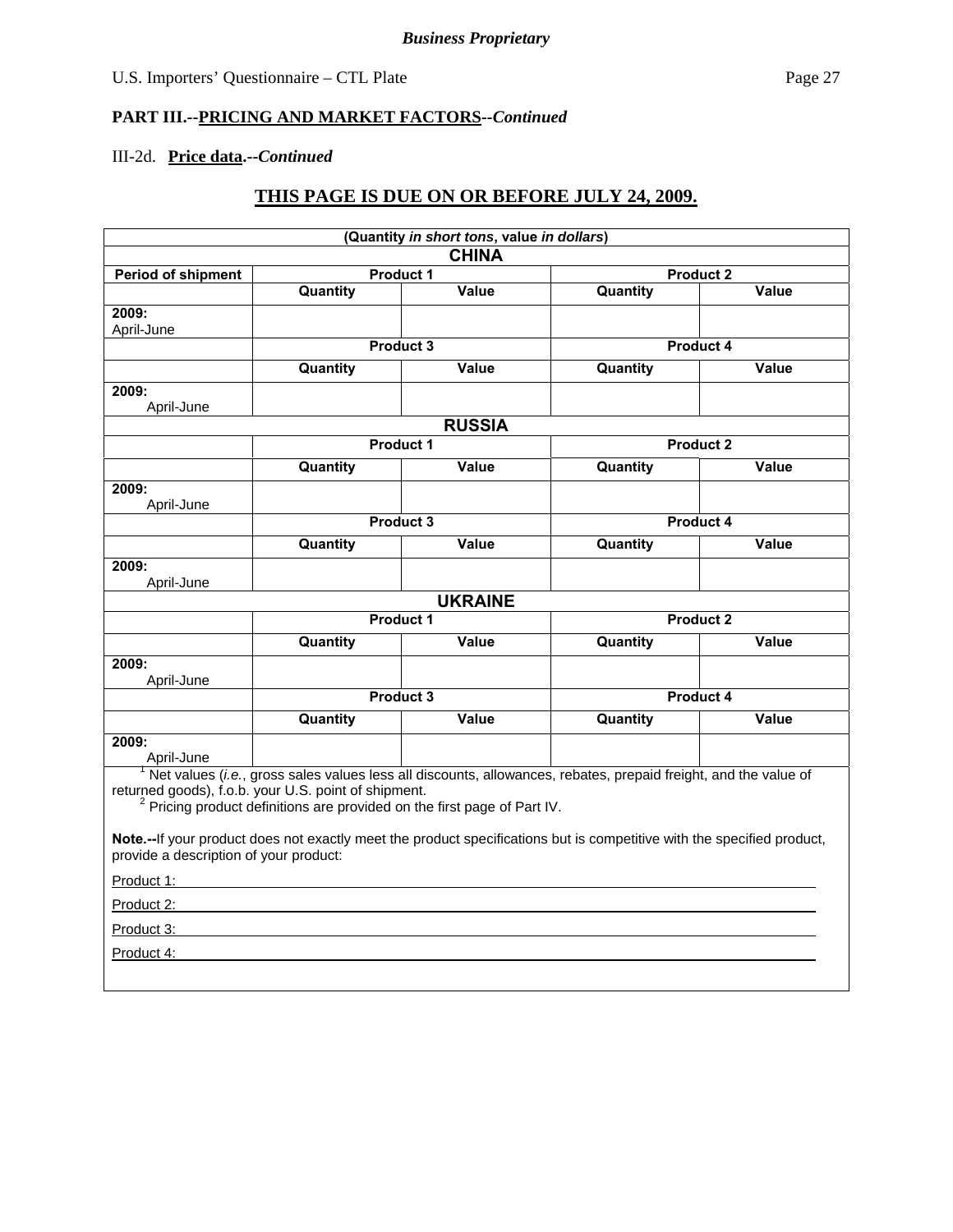*Business Proprietary*

U.S. Importers' Questionnaire – CTL Plate

**PART III.--PRICING AND MARKET FACTORS--*Continued***

III-2d. **Price data.--*Continued***

**THIS PAGE IS DUE ON OR BEFORE JULY 24, 2009.**

| (Quantity *in short tons*, value *in dollars*) | | | | |
|---|---|---|---|---|
| **CHINA** | | | | |
| **Period of shipment** | **Product 1** | | **Product 2** | |
| | **Quantity** | **Value** | **Quantity** | **Value** |
| **2009:** April-June | | | | |
| | **Product 3** | | **Product 4** | |
| | **Quantity** | **Value** | **Quantity** | **Value** |
| **2009:** April-June | | | | |
| **RUSSIA** | | | | |
| | **Product 1** | | **Product 2** | |
| | **Quantity** | **Value** | **Quantity** | **Value** |
| **2009:** April-June | | | | |
| | **Product 3** | | **Product 4** | |
| | **Quantity** | **Value** | **Quantity** | **Value** |
| **2009:** April-June | | | | |
| **UKRAINE** | | | | |
| | **Product 1** | | **Product 2** | |
| | **Quantity** | **Value** | **Quantity** | **Value** |
| **2009:** April-June | | | | |
| | **Product 3** | | **Product 4** | |
| | **Quantity** | **Value** | **Quantity** | **Value** |
| **2009:** April-June | | | | |

[1] Net values (*i.e.*, gross sales values less all discounts, allowances, rebates, prepaid freight, and the value of returned goods), f.o.b. your U.S. point of shipment.

[2] Pricing product definitions are provided on the first page of Part IV.

**Note.--**If your product does not exactly meet the product specifications but is competitive with the specified product, provide a description of your product:

Product 1: ______________________________

Product 2: ______________________________

Product 3: ______________________________

Product 4: ______________________________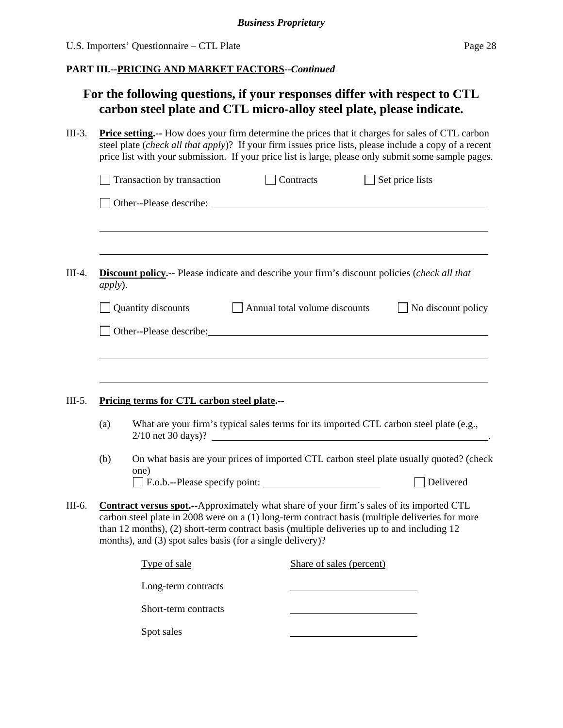**PART III.--PRICING AND MARKET FACTORS--*Continued***

## For the following questions, if your responses differ with respect to CTL carbon steel plate and CTL micro-alloy steel plate, please indicate.

III-3. **Price setting.--** How does your firm determine the prices that it charges for sales of CTL carbon steel plate (*check all that apply*)? If your firm issues price lists, please include a copy of a recent price list with your submission. If your price list is large, please only submit some sample pages.

☐ Transaction by transaction ☐ Contracts ☐ Set price lists

☐ Other--Please describe: ______________________________________________

______________________________________________

______________________________________________

III-4. **Discount policy.--** Please indicate and describe your firm's discount policies (*check all that apply*).

☐ Quantity discounts ☐ Annual total volume discounts ☐ No discount policy

☐ Other--Please describe: ______________________________________________

______________________________________________

______________________________________________

III-5. **Pricing terms for CTL carbon steel plate.--**

(a) What are your firm's typical sales terms for its imported CTL carbon steel plate (e.g., 2/10 net 30 days)? ______________________________________________.

(b) On what basis are your prices of imported CTL carbon steel plate usually quoted? (check one)
☐ F.o.b.--Please specify point: ______________________ ☐ Delivered

III-6. **Contract versus spot.--**Approximately what share of your firm's sales of its imported CTL carbon steel plate in 2008 were on a (1) long-term contract basis (multiple deliveries for more than 12 months), (2) short-term contract basis (multiple deliveries up to and including 12 months), and (3) spot sales basis (for a single delivery)?

| Type of sale | Share of sales (percent) |
|---|---|
| Long-term contracts | ______________ |
| Short-term contracts | ______________ |
| Spot sales | ______________ |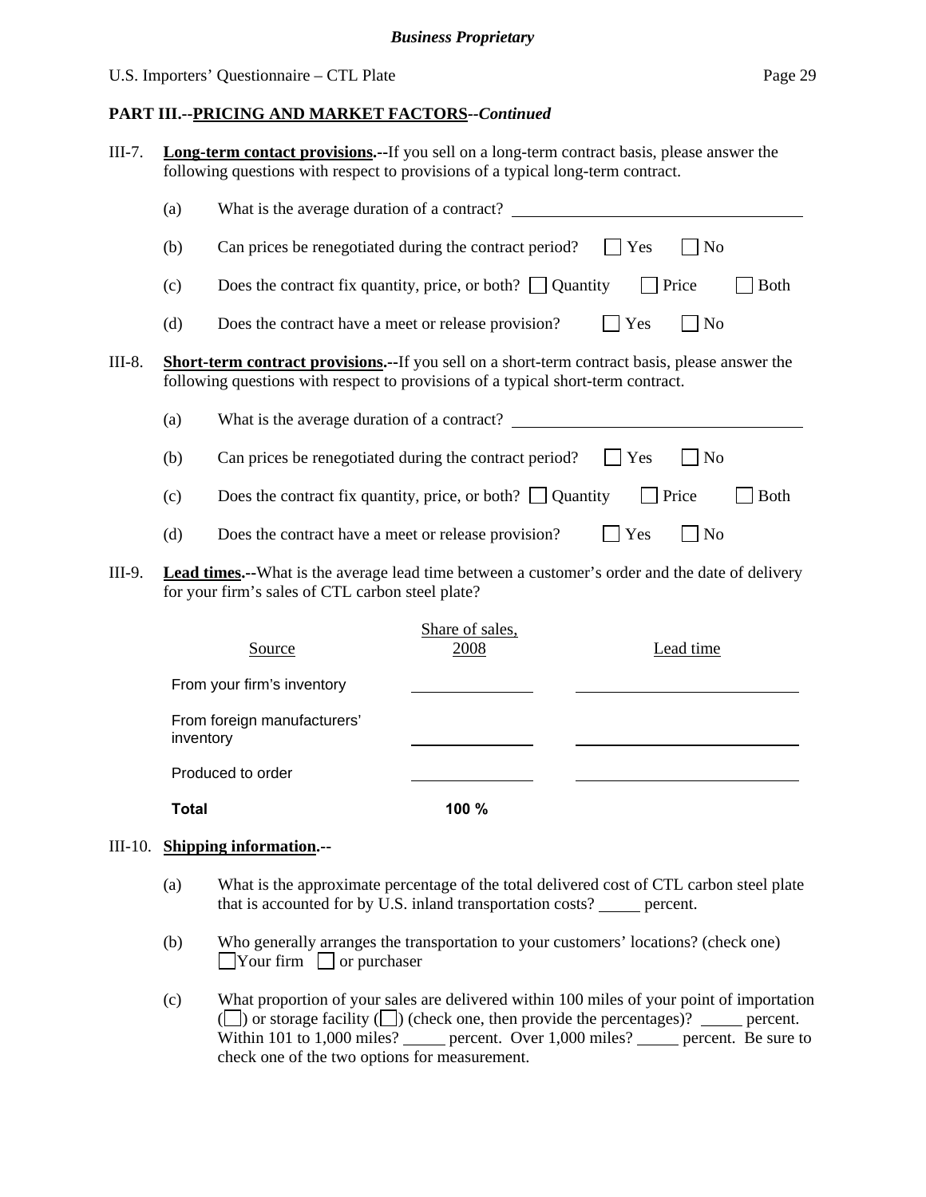**PART III.--PRICING AND MARKET FACTORS--*Continued***

III-7. **Long-term contact provisions.--**If you sell on a long-term contract basis, please answer the following questions with respect to provisions of a typical long-term contract.

(a) What is the average duration of a contract? ____________________

(b) Can prices be renegotiated during the contract period? ☐ Yes ☐ No

(c) Does the contract fix quantity, price, or both? ☐ Quantity ☐ Price ☐ Both

(d) Does the contract have a meet or release provision? ☐ Yes ☐ No

III-8. **Short-term contract provisions.--**If you sell on a short-term contract basis, please answer the following questions with respect to provisions of a typical short-term contract.

(a) What is the average duration of a contract? ____________________

(b) Can prices be renegotiated during the contract period? ☐ Yes ☐ No

(c) Does the contract fix quantity, price, or both? ☐ Quantity ☐ Price ☐ Both

(d) Does the contract have a meet or release provision? ☐ Yes ☐ No

III-9. **Lead times.--**What is the average lead time between a customer's order and the date of delivery for your firm's sales of CTL carbon steel plate?

| Source | Share of sales, 2008 | Lead time |
| --- | --- | --- |
| From your firm's inventory | | |
| From foreign manufacturers' inventory | | |
| Produced to order | | |
| **Total** | **100 %** | |

III-10. **Shipping information.--**

(a) What is the approximate percentage of the total delivered cost of CTL carbon steel plate that is accounted for by U.S. inland transportation costs? _____ percent.

(b) Who generally arranges the transportation to your customers' locations? (check one) ☐ Your firm ☐ or purchaser

(c) What proportion of your sales are delivered within 100 miles of your point of importation (☐) or storage facility (☐) (check one, then provide the percentages)? _____ percent. Within 101 to 1,000 miles? _____ percent. Over 1,000 miles? _____ percent. Be sure to check one of the two options for measurement.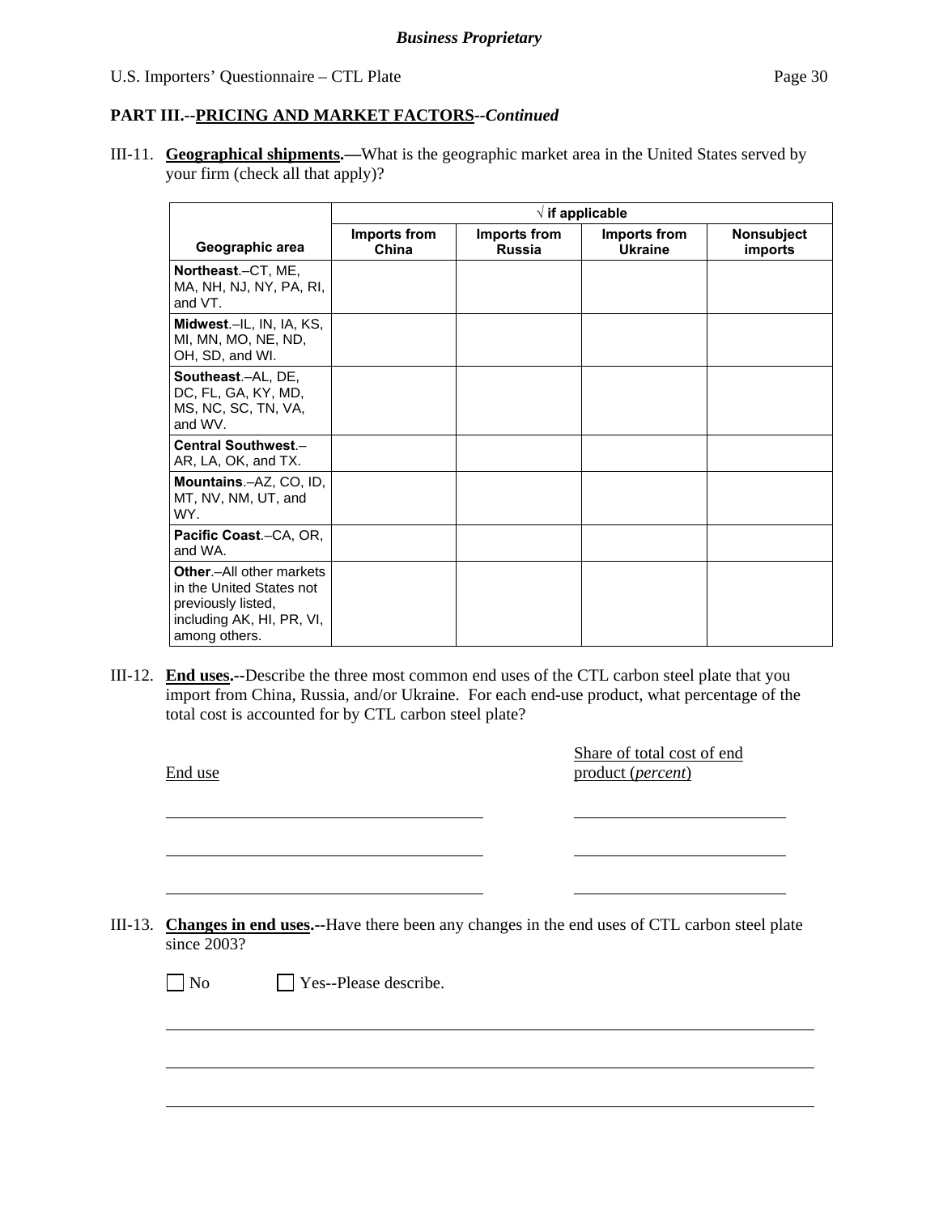**PART III.--PRICING AND MARKET FACTORS--*Continued***

III-11. **Geographical shipments.—**What is the geographic market area in the United States served by your firm (check all that apply)?

| Geographic area | √ if applicable | | | |
|---|---|---|---|---|
| | **Imports from China** | **Imports from Russia** | **Imports from Ukraine** | **Nonsubject imports** |
| **Northeast**.–CT, ME, MA, NH, NJ, NY, PA, RI, and VT. | | | | |
| **Midwest**.–IL, IN, IA, KS, MI, MN, MO, NE, ND, OH, SD, and WI. | | | | |
| **Southeast**.–AL, DE, DC, FL, GA, KY, MD, MS, NC, SC, TN, VA, and WV. | | | | |
| **Central Southwest**.–AR, LA, OK, and TX. | | | | |
| **Mountains**.–AZ, CO, ID, MT, NV, NM, UT, and WY. | | | | |
| **Pacific Coast**.–CA, OR, and WA. | | | | |
| **Other**.–All other markets in the United States not previously listed, including AK, HI, PR, VI, among others. | | | | |

III-12. **End uses.--**Describe the three most common end uses of the CTL carbon steel plate that you import from China, Russia, and/or Ukraine. For each end-use product, what percentage of the total cost is accounted for by CTL carbon steel plate?

| End use | Share of total cost of end product (*percent*) |
|---|---|
| \_\_\_\_\_\_\_\_\_\_\_\_\_\_\_\_ | \_\_\_\_\_\_\_\_\_\_ |
| \_\_\_\_\_\_\_\_\_\_\_\_\_\_\_\_ | \_\_\_\_\_\_\_\_\_\_ |
| \_\_\_\_\_\_\_\_\_\_\_\_\_\_\_\_ | \_\_\_\_\_\_\_\_\_\_ |

III-13. **Changes in end uses.--**Have there been any changes in the end uses of CTL carbon steel plate since 2003?

☐ No ☐ Yes--Please describe.

\_\_\_\_\_\_\_\_\_\_\_\_\_\_\_\_\_\_\_\_\_\_\_\_\_\_\_\_\_\_\_\_\_\_\_\_\_\_\_\_\_\_\_\_\_\_\_\_\_\_\_\_\_\_\_\_\_\_\_\_

\_\_\_\_\_\_\_\_\_\_\_\_\_\_\_\_\_\_\_\_\_\_\_\_\_\_\_\_\_\_\_\_\_\_\_\_\_\_\_\_\_\_\_\_\_\_\_\_\_\_\_\_\_\_\_\_\_\_\_\_

\_\_\_\_\_\_\_\_\_\_\_\_\_\_\_\_\_\_\_\_\_\_\_\_\_\_\_\_\_\_\_\_\_\_\_\_\_\_\_\_\_\_\_\_\_\_\_\_\_\_\_\_\_\_\_\_\_\_\_\_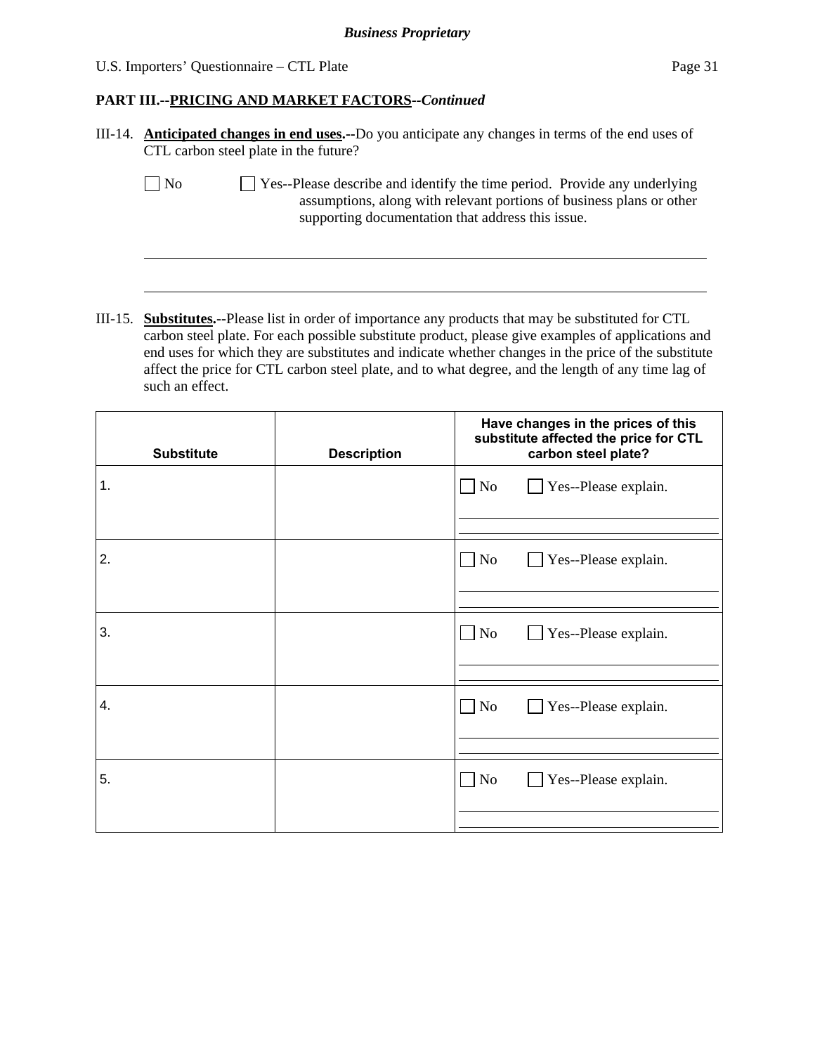**PART III.--PRICING AND MARKET FACTORS--*Continued***

III-14. **Anticipated changes in end uses.--**Do you anticipate any changes in terms of the end uses of CTL carbon steel plate in the future?

☐ No ☐ Yes--Please describe and identify the time period. Provide any underlying assumptions, along with relevant portions of business plans or other supporting documentation that address this issue.

______________________________________________________________________

______________________________________________________________________

III-15. **Substitutes.--**Please list in order of importance any products that may be substituted for CTL carbon steel plate. For each possible substitute product, please give examples of applications and end uses for which they are substitutes and indicate whether changes in the price of the substitute affect the price for CTL carbon steel plate, and to what degree, and the length of any time lag of such an effect.

| Substitute | Description | Have changes in the prices of this substitute affected the price for CTL carbon steel plate? |
|---|---|---|
| 1. | | ☐ No ☐ Yes--Please explain. |
| 2. | | ☐ No ☐ Yes--Please explain. |
| 3. | | ☐ No ☐ Yes--Please explain. |
| 4. | | ☐ No ☐ Yes--Please explain. |
| 5. | | ☐ No ☐ Yes--Please explain. |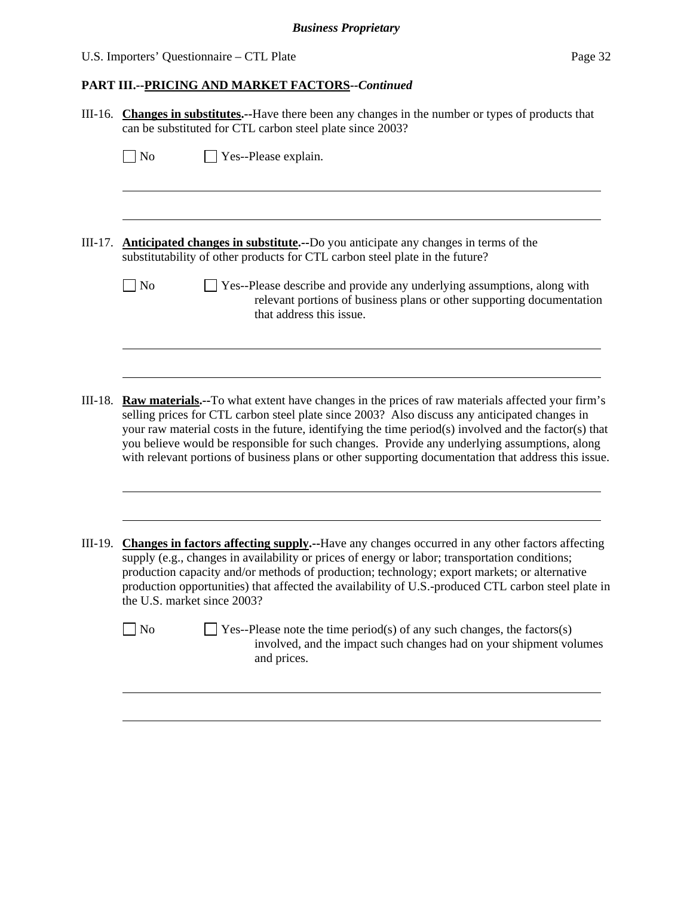**PART III.--PRICING AND MARKET FACTORS--*Continued***

III-16. **Changes in substitutes.**--Have there been any changes in the number or types of products that can be substituted for CTL carbon steel plate since 2003?

☐ No ☐ Yes--Please explain.

---

---

III-17. **Anticipated changes in substitute.**--Do you anticipate any changes in terms of the substitutability of other products for CTL carbon steel plate in the future?

☐ No ☐ Yes--Please describe and provide any underlying assumptions, along with relevant portions of business plans or other supporting documentation that address this issue.

---

---

III-18. **Raw materials.**--To what extent have changes in the prices of raw materials affected your firm's selling prices for CTL carbon steel plate since 2003? Also discuss any anticipated changes in your raw material costs in the future, identifying the time period(s) involved and the factor(s) that you believe would be responsible for such changes. Provide any underlying assumptions, along with relevant portions of business plans or other supporting documentation that address this issue.

---

---

III-19. **Changes in factors affecting supply.**--Have any changes occurred in any other factors affecting supply (e.g., changes in availability or prices of energy or labor; transportation conditions; production capacity and/or methods of production; technology; export markets; or alternative production opportunities) that affected the availability of U.S.-produced CTL carbon steel plate in the U.S. market since 2003?

☐ No ☐ Yes--Please note the time period(s) of any such changes, the factors(s) involved, and the impact such changes had on your shipment volumes and prices.

---

---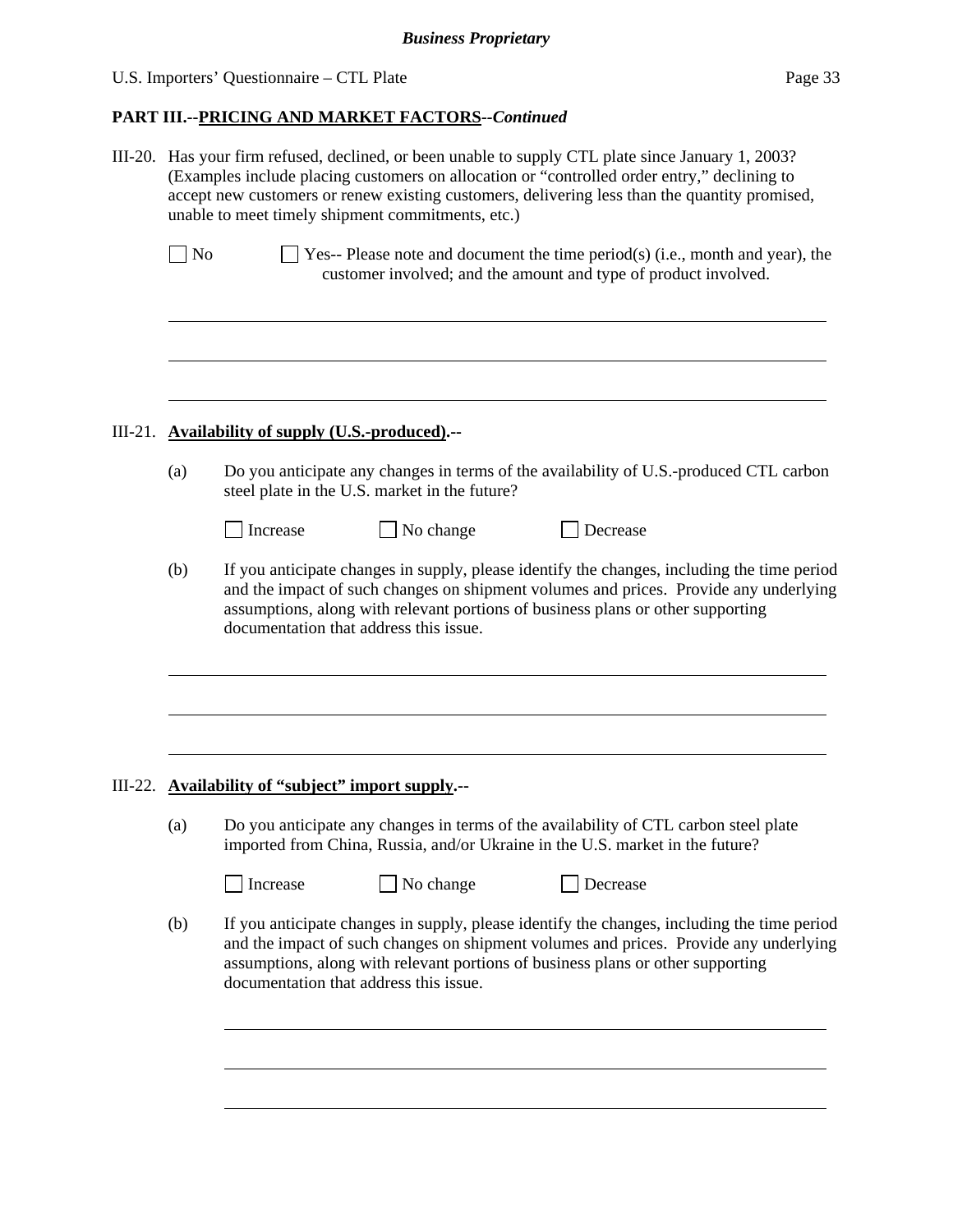## PART III.--PRICING AND MARKET FACTORS--*Continued*

III-20. Has your firm refused, declined, or been unable to supply CTL plate since January 1, 2003? (Examples include placing customers on allocation or "controlled order entry," declining to accept new customers or renew existing customers, delivering less than the quantity promised, unable to meet timely shipment commitments, etc.)

☐ No ☐ Yes-- Please note and document the time period(s) (i.e., month and year), the customer involved; and the amount and type of product involved.

\_\_\_\_\_\_\_\_\_\_\_\_\_\_\_\_\_\_\_\_\_\_\_\_\_\_\_\_\_\_\_\_\_\_\_\_\_\_\_\_\_\_\_\_\_\_\_\_\_\_\_\_\_\_\_\_\_\_\_\_\_\_\_\_\_\_\_\_\_\_\_\_

\_\_\_\_\_\_\_\_\_\_\_\_\_\_\_\_\_\_\_\_\_\_\_\_\_\_\_\_\_\_\_\_\_\_\_\_\_\_\_\_\_\_\_\_\_\_\_\_\_\_\_\_\_\_\_\_\_\_\_\_\_\_\_\_\_\_\_\_\_\_\_\_

\_\_\_\_\_\_\_\_\_\_\_\_\_\_\_\_\_\_\_\_\_\_\_\_\_\_\_\_\_\_\_\_\_\_\_\_\_\_\_\_\_\_\_\_\_\_\_\_\_\_\_\_\_\_\_\_\_\_\_\_\_\_\_\_\_\_\_\_\_\_\_\_

III-21. **Availability of supply (U.S.-produced).--**

(a) Do you anticipate any changes in terms of the availability of U.S.-produced CTL carbon steel plate in the U.S. market in the future?

☐ Increase ☐ No change ☐ Decrease

(b) If you anticipate changes in supply, please identify the changes, including the time period and the impact of such changes on shipment volumes and prices. Provide any underlying assumptions, along with relevant portions of business plans or other supporting documentation that address this issue.

\_\_\_\_\_\_\_\_\_\_\_\_\_\_\_\_\_\_\_\_\_\_\_\_\_\_\_\_\_\_\_\_\_\_\_\_\_\_\_\_\_\_\_\_\_\_\_\_\_\_\_\_\_\_\_\_\_\_\_\_\_\_\_\_\_\_\_\_\_\_\_\_

\_\_\_\_\_\_\_\_\_\_\_\_\_\_\_\_\_\_\_\_\_\_\_\_\_\_\_\_\_\_\_\_\_\_\_\_\_\_\_\_\_\_\_\_\_\_\_\_\_\_\_\_\_\_\_\_\_\_\_\_\_\_\_\_\_\_\_\_\_\_\_\_

\_\_\_\_\_\_\_\_\_\_\_\_\_\_\_\_\_\_\_\_\_\_\_\_\_\_\_\_\_\_\_\_\_\_\_\_\_\_\_\_\_\_\_\_\_\_\_\_\_\_\_\_\_\_\_\_\_\_\_\_\_\_\_\_\_\_\_\_\_\_\_\_

III-22. **Availability of "subject" import supply.--**

(a) Do you anticipate any changes in terms of the availability of CTL carbon steel plate imported from China, Russia, and/or Ukraine in the U.S. market in the future?

☐ Increase ☐ No change ☐ Decrease

(b) If you anticipate changes in supply, please identify the changes, including the time period and the impact of such changes on shipment volumes and prices. Provide any underlying assumptions, along with relevant portions of business plans or other supporting documentation that address this issue.

\_\_\_\_\_\_\_\_\_\_\_\_\_\_\_\_\_\_\_\_\_\_\_\_\_\_\_\_\_\_\_\_\_\_\_\_\_\_\_\_\_\_\_\_\_\_\_\_\_\_\_\_\_\_\_\_\_\_\_\_\_\_\_\_\_\_\_\_\_\_\_\_

\_\_\_\_\_\_\_\_\_\_\_\_\_\_\_\_\_\_\_\_\_\_\_\_\_\_\_\_\_\_\_\_\_\_\_\_\_\_\_\_\_\_\_\_\_\_\_\_\_\_\_\_\_\_\_\_\_\_\_\_\_\_\_\_\_\_\_\_\_\_\_\_

\_\_\_\_\_\_\_\_\_\_\_\_\_\_\_\_\_\_\_\_\_\_\_\_\_\_\_\_\_\_\_\_\_\_\_\_\_\_\_\_\_\_\_\_\_\_\_\_\_\_\_\_\_\_\_\_\_\_\_\_\_\_\_\_\_\_\_\_\_\_\_\_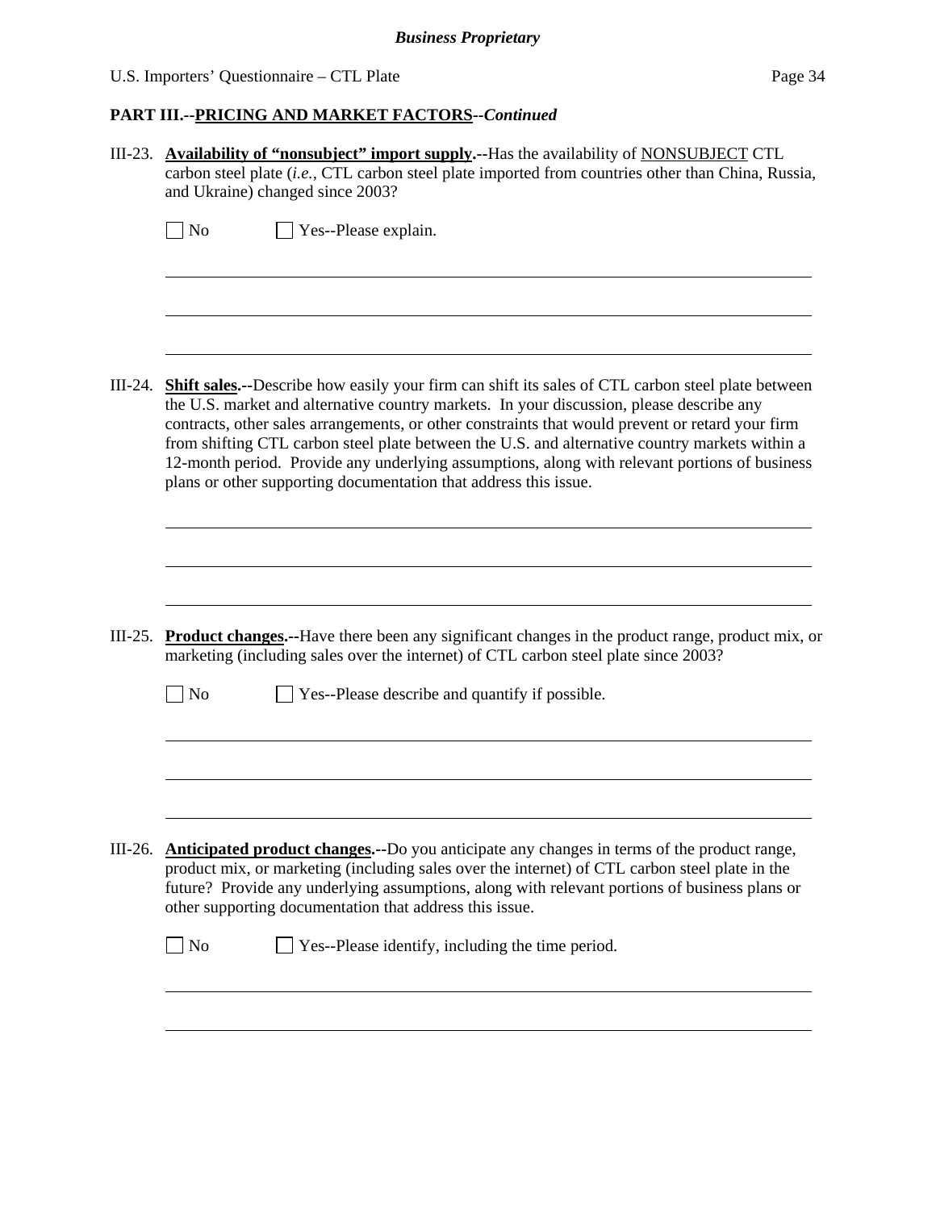**PART III.--PRICING AND MARKET FACTORS--*Continued***

III-23. **Availability of "nonsubject" import supply.--**Has the availability of NONSUBJECT CTL carbon steel plate (*i.e.*, CTL carbon steel plate imported from countries other than China, Russia, and Ukraine) changed since 2003?

☐ No ☐ Yes--Please explain.

III-24. **Shift sales.--**Describe how easily your firm can shift its sales of CTL carbon steel plate between the U.S. market and alternative country markets. In your discussion, please describe any contracts, other sales arrangements, or other constraints that would prevent or retard your firm from shifting CTL carbon steel plate between the U.S. and alternative country markets within a 12-month period. Provide any underlying assumptions, along with relevant portions of business plans or other supporting documentation that address this issue.

III-25. **Product changes.--**Have there been any significant changes in the product range, product mix, or marketing (including sales over the internet) of CTL carbon steel plate since 2003?

☐ No ☐ Yes--Please describe and quantify if possible.

III-26. **Anticipated product changes.--**Do you anticipate any changes in terms of the product range, product mix, or marketing (including sales over the internet) of CTL carbon steel plate in the future? Provide any underlying assumptions, along with relevant portions of business plans or other supporting documentation that address this issue.

☐ No ☐ Yes--Please identify, including the time period.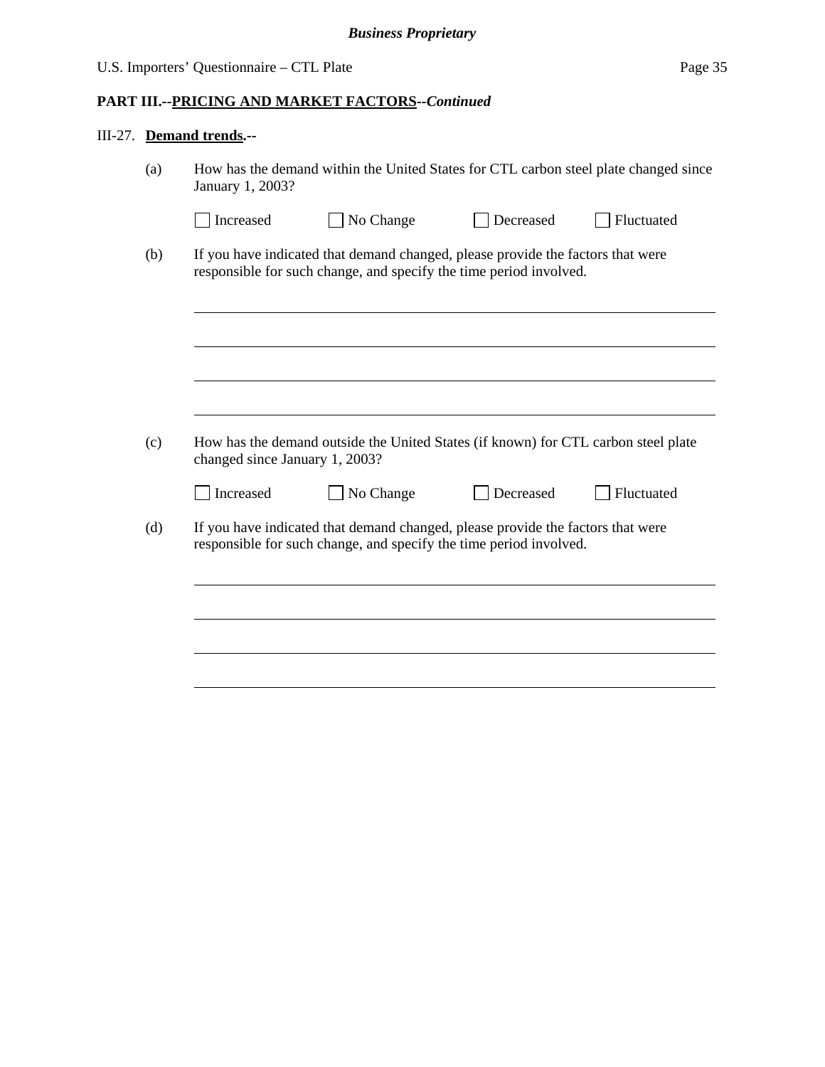**PART III.--PRICING AND MARKET FACTORS--*Continued***

III-27. **Demand trends.--**

(a) How has the demand within the United States for CTL carbon steel plate changed since January 1, 2003?

☐ Increased ☐ No Change ☐ Decreased ☐ Fluctuated

(b) If you have indicated that demand changed, please provide the factors that were responsible for such change, and specify the time period involved.

______________________________________________________________________

______________________________________________________________________

______________________________________________________________________

______________________________________________________________________

(c) How has the demand outside the United States (if known) for CTL carbon steel plate changed since January 1, 2003?

☐ Increased ☐ No Change ☐ Decreased ☐ Fluctuated

(d) If you have indicated that demand changed, please provide the factors that were responsible for such change, and specify the time period involved.

______________________________________________________________________

______________________________________________________________________

______________________________________________________________________

______________________________________________________________________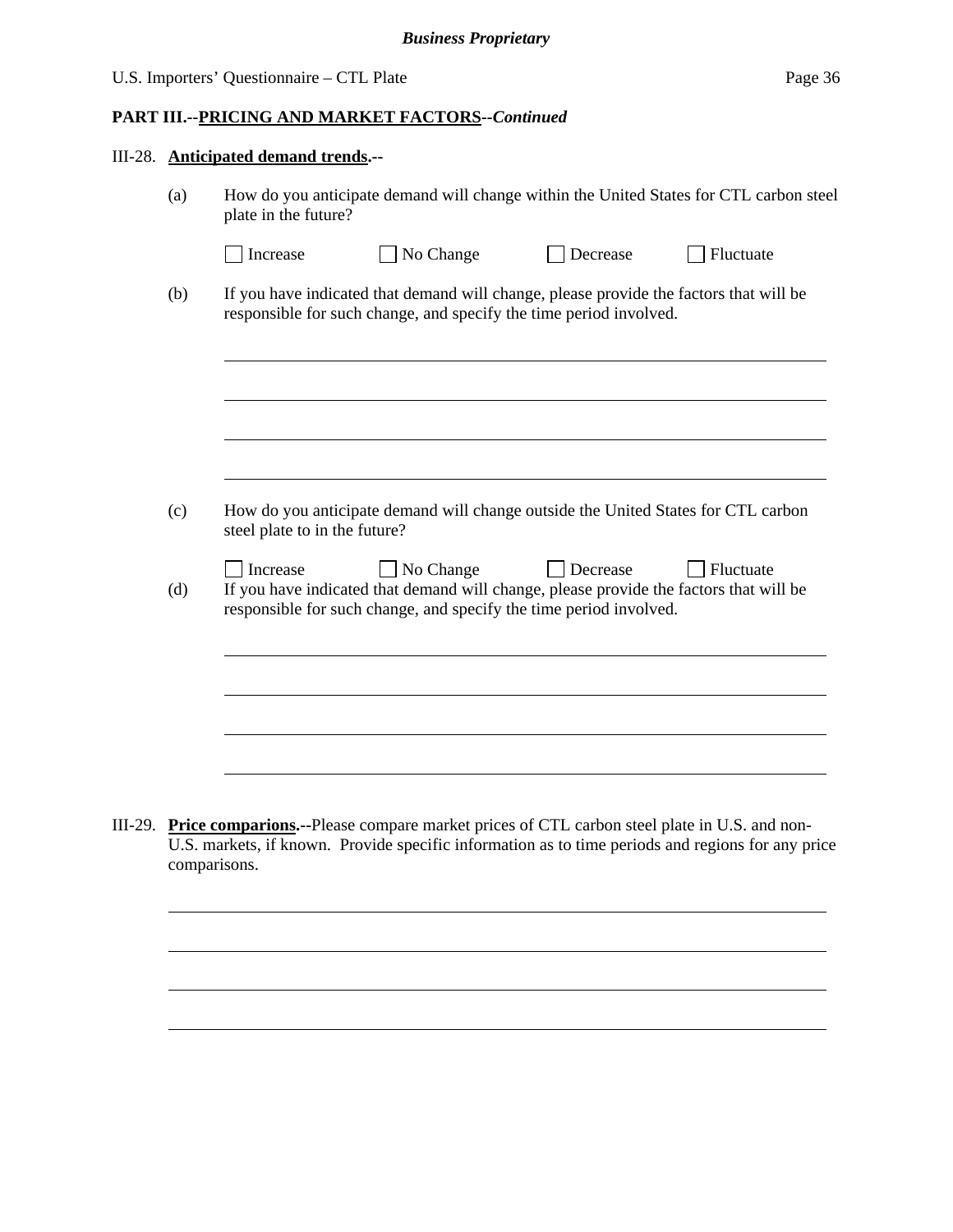**PART III.--PRICING AND MARKET FACTORS--*Continued***

III-28. **Anticipated demand trends.--**

(a) How do you anticipate demand will change within the United States for CTL carbon steel plate in the future?

☐ Increase ☐ No Change ☐ Decrease ☐ Fluctuate

(b) If you have indicated that demand will change, please provide the factors that will be responsible for such change, and specify the time period involved.

______________________________________________________________________

______________________________________________________________________

______________________________________________________________________

______________________________________________________________________

(c) How do you anticipate demand will change outside the United States for CTL carbon steel plate to in the future?

☐ Increase ☐ No Change ☐ Decrease ☐ Fluctuate

(d) If you have indicated that demand will change, please provide the factors that will be responsible for such change, and specify the time period involved.

______________________________________________________________________

______________________________________________________________________

______________________________________________________________________

______________________________________________________________________

III-29. **Price comparions.--**Please compare market prices of CTL carbon steel plate in U.S. and non-U.S. markets, if known. Provide specific information as to time periods and regions for any price comparisons.

______________________________________________________________________

______________________________________________________________________

______________________________________________________________________

______________________________________________________________________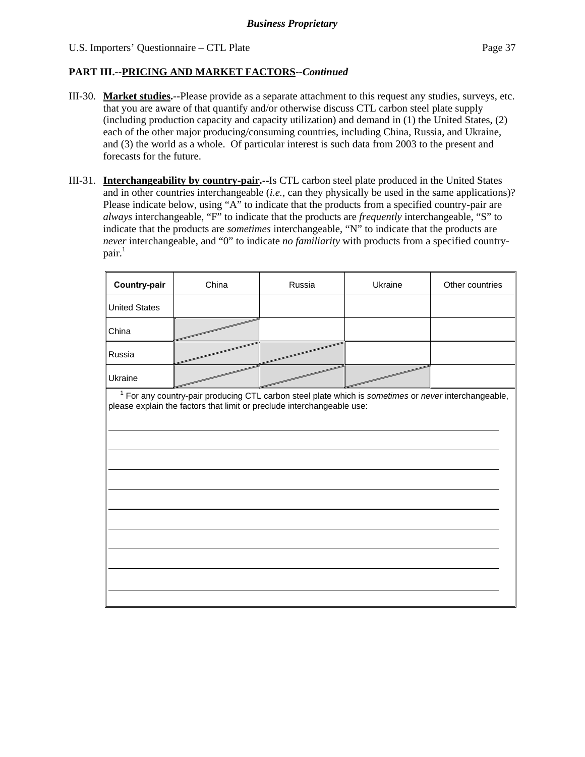**Business Proprietary**

U.S. Importers' Questionnaire – CTL Plate

## PART III.--PRICING AND MARKET FACTORS--*Continued*

III-30. **Market studies.**--Please provide as a separate attachment to this request any studies, surveys, etc. that you are aware of that quantify and/or otherwise discuss CTL carbon steel plate supply (including production capacity and capacity utilization) and demand in (1) the United States, (2) each of the other major producing/consuming countries, including China, Russia, and Ukraine, and (3) the world as a whole. Of particular interest is such data from 2003 to the present and forecasts for the future.

III-31. **Interchangeability by country-pair.**--Is CTL carbon steel plate produced in the United States and in other countries interchangeable (*i.e.*, can they physically be used in the same applications)? Please indicate below, using "A" to indicate that the products from a specified country-pair are *always* interchangeable, "F" to indicate that the products are *frequently* interchangeable, "S" to indicate that the products are *sometimes* interchangeable, "N" to indicate that the products are *never* interchangeable, and "0" to indicate *no familiarity* with products from a specified country-pair.[1]

| Country-pair | China | Russia | Ukraine | Other countries |
|---|---|---|---|---|
| United States | | | | |
| China | | | | |
| Russia | | | | |
| Ukraine | | | | |

[1] For any country-pair producing CTL carbon steel plate which is *sometimes* or *never* interchangeable, please explain the factors that limit or preclude interchangeable use:

______________________________________________________________________

______________________________________________________________________

______________________________________________________________________

______________________________________________________________________

______________________________________________________________________

______________________________________________________________________

______________________________________________________________________

______________________________________________________________________

______________________________________________________________________

______________________________________________________________________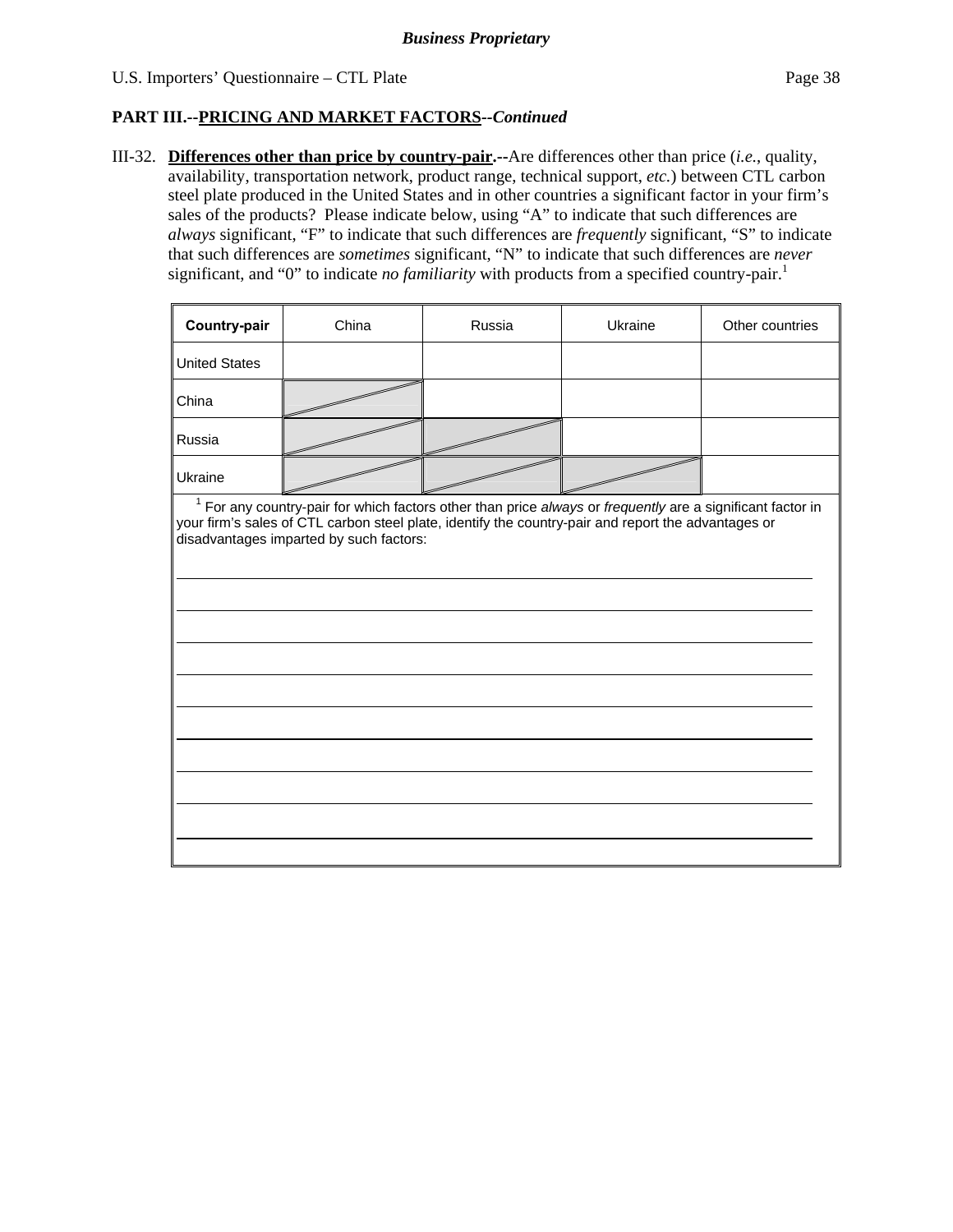**Business Proprietary**

## PART III.--PRICING AND MARKET FACTORS--*Continued*

III-32. **Differences other than price by country-pair.**--Are differences other than price (*i.e.*, quality, availability, transportation network, product range, technical support, *etc.*) between CTL carbon steel plate produced in the United States and in other countries a significant factor in your firm's sales of the products? Please indicate below, using "A" to indicate that such differences are *always* significant, "F" to indicate that such differences are *frequently* significant, "S" to indicate that such differences are *sometimes* significant, "N" to indicate that such differences are *never* significant, and "0" to indicate *no familiarity* with products from a specified country-pair.[1]

| Country-pair | China | Russia | Ukraine | Other countries |
|---|---|---|---|---|
| United States | | | | |
| China | | | | |
| Russia | | | | |
| Ukraine | | | | |

[1] For any country-pair for which factors other than price *always* or *frequently* are a significant factor in your firm's sales of CTL carbon steel plate, identify the country-pair and report the advantages or disadvantages imparted by such factors: